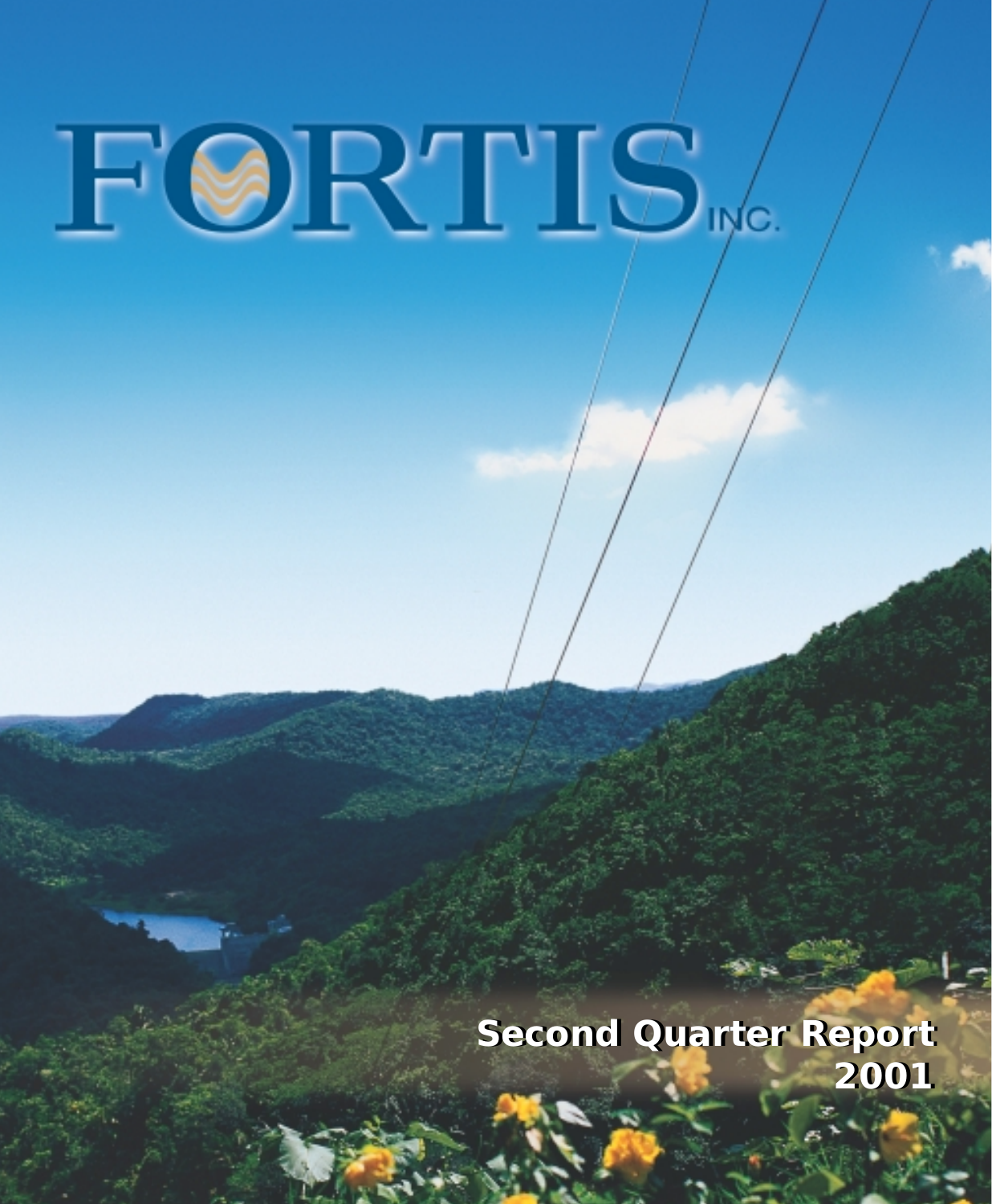# FORTIS INC.

**Second Quarter Report 2001**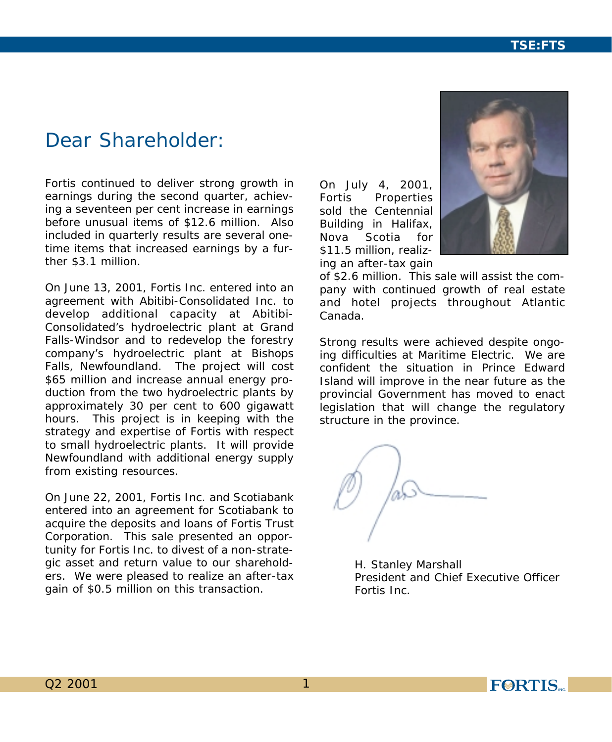# Dear Shareholder:

Fortis continued to deliver strong growth in earnings during the second quarter, achieving a seventeen per cent increase in earnings before unusual items of $12.6 million. Also included in quarterly results are several one-time items that increased earnings by a further $3.1 million.

On June 13, 2001, Fortis Inc. entered into an agreement with Abitibi-Consolidated Inc. to develop additional capacity at Abitibi-Consolidated's hydroelectric plant at Grand Falls-Windsor and to redevelop the forestry company's hydroelectric plant at Bishops Falls, Newfoundland. The project will cost $65 million and increase annual energy production from the two hydroelectric plants by approximately 30 per cent to 600 gigawatt hours. This project is in keeping with the strategy and expertise of Fortis with respect to small hydroelectric plants. It will provide Newfoundland with additional energy supply from existing resources.

On June 22, 2001, Fortis Inc. and Scotiabank entered into an agreement for Scotiabank to acquire the deposits and loans of Fortis Trust Corporation. This sale presented an opportunity for Fortis Inc. to divest of a non-strategic asset and return value to our shareholders. We were pleased to realize an after-tax gain of $0.5 million on this transaction.

On July 4, 2001, Fortis Properties sold the Centennial Building in Halifax, Nova Scotia for $11.5 million, realizing an after-tax gain of $2.6 million. This sale will assist the company with continued growth of real estate and hotel projects throughout Atlantic Canada.

Strong results were achieved despite ongoing difficulties at Maritime Electric. We are confident the situation in Prince Edward Island will improve in the near future as the provincial Government has moved to enact legislation that will change the regulatory structure in the province.

H. Stanley Marshall
President and Chief Executive Officer
Fortis Inc.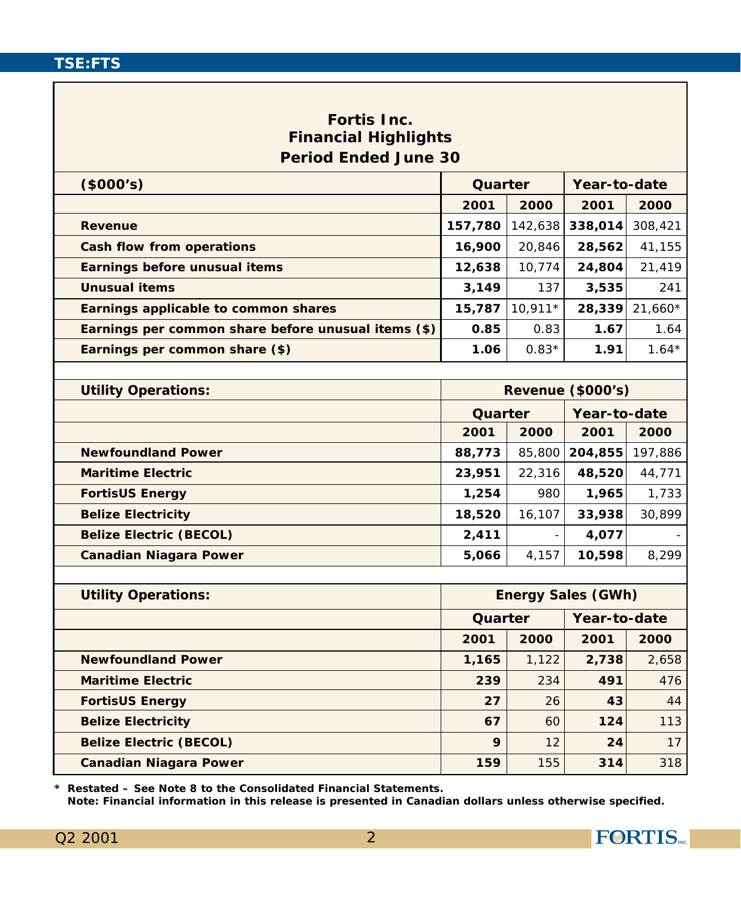# Fortis Inc.
## Financial Highlights
## Period Ended June 30

| ($000's) | Quarter | | Year-to-date | |
|---|---|---|---|---|
| | **2001** | **2000** | **2001** | **2000** |
| **Revenue** | **157,780** | 142,638 | **338,014** | 308,421 |
| **Cash flow from operations** | **16,900** | 20,846 | **28,562** | 41,155 |
| **Earnings before unusual items** | **12,638** | 10,774 | **24,804** | 21,419 |
| **Unusual items** | **3,149** | 137 | **3,535** | 241 |
| **Earnings applicable to common shares** | **15,787** | 10,911* | **28,339** | 21,660* |
| **Earnings per common share before unusual items ($)** | **0.85** | 0.83 | **1.67** | 1.64 |
| **Earnings per common share ($)** | **1.06** | 0.83* | **1.91** | 1.64* |

| Utility Operations: | Revenue ($000's) | | | |
|---|---|---|---|---|
| | Quarter | | Year-to-date | |
| | **2001** | **2000** | **2001** | **2000** |
| **Newfoundland Power** | **88,773** | 85,800 | **204,855** | 197,886 |
| **Maritime Electric** | **23,951** | 22,316 | **48,520** | 44,771 |
| **FortisUS Energy** | **1,254** | 980 | **1,965** | 1,733 |
| **Belize Electricity** | **18,520** | 16,107 | **33,938** | 30,899 |
| **Belize Electric (BECOL)** | **2,411** | - | **4,077** | - |
| **Canadian Niagara Power** | **5,066** | 4,157 | **10,598** | 8,299 |

| Utility Operations: | Energy Sales (GWh) | | | |
|---|---|---|---|---|
| | Quarter | | Year-to-date | |
| | **2001** | **2000** | **2001** | **2000** |
| **Newfoundland Power** | **1,165** | 1,122 | **2,738** | 2,658 |
| **Maritime Electric** | **239** | 234 | **491** | 476 |
| **FortisUS Energy** | **27** | 26 | **43** | 44 |
| **Belize Electricity** | **67** | 60 | **124** | 113 |
| **Belize Electric (BECOL)** | **9** | 12 | **24** | 17 |
| **Canadian Niagara Power** | **159** | 155 | **314** | 318 |

**\* Restated – See Note 8 to the Consolidated Financial Statements.**
**Note: Financial information in this release is presented in Canadian dollars unless otherwise specified.**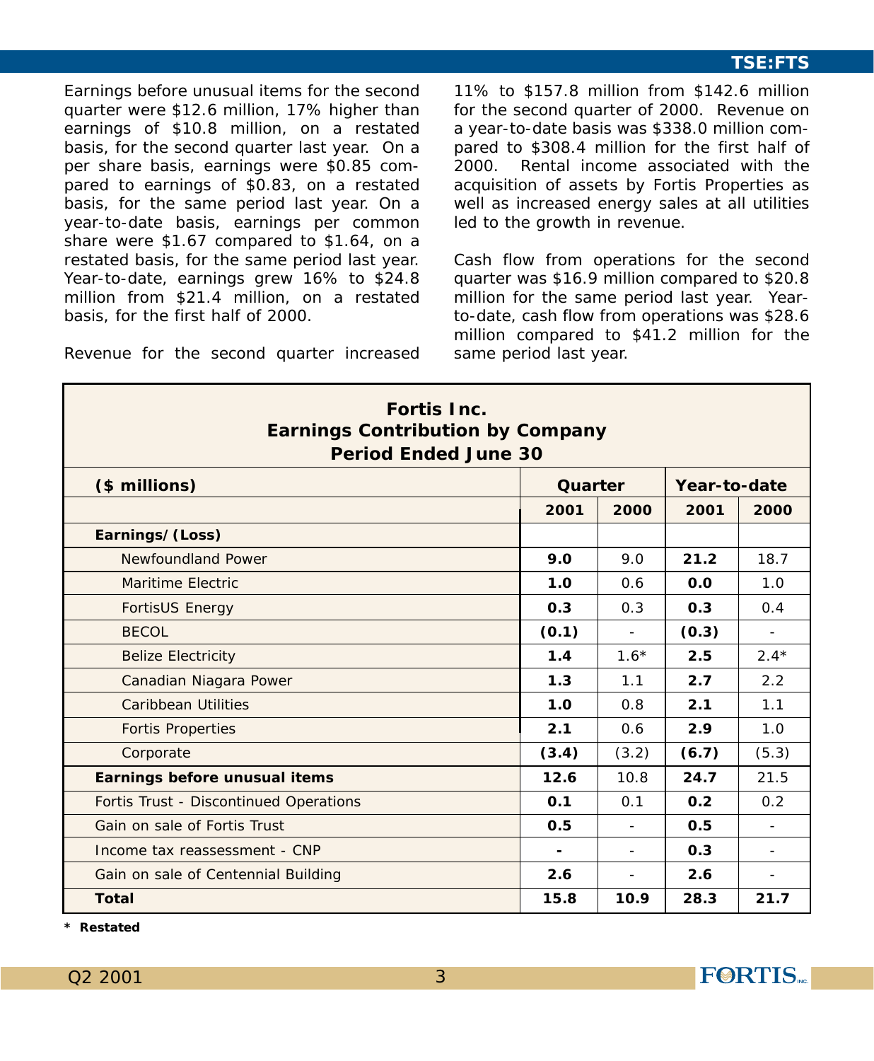Earnings before unusual items for the second quarter were $12.6 million, 17% higher than earnings of $10.8 million, on a restated basis, for the second quarter last year. On a per share basis, earnings were $0.85 compared to earnings of $0.83, on a restated basis, for the same period last year. On a year-to-date basis, earnings per common share were $1.67 compared to $1.64, on a restated basis, for the same period last year. Year-to-date, earnings grew 16% to $24.8 million from $21.4 million, on a restated basis, for the first half of 2000.

Revenue for the second quarter increased 11% to $157.8 million from $142.6 million for the second quarter of 2000. Revenue on a year-to-date basis was $338.0 million compared to $308.4 million for the first half of 2000. Rental income associated with the acquisition of assets by Fortis Properties as well as increased energy sales at all utilities led to the growth in revenue.

Cash flow from operations for the second quarter was $16.9 million compared to $20.8 million for the same period last year. Year-to-date, cash flow from operations was $28.6 million compared to $41.2 million for the same period last year.

**Fortis Inc.**
**Earnings Contribution by Company**
**Period Ended June 30**

| ($ millions) | Quarter | | Year-to-date | |
|---|---|---|---|---|
| | **2001** | **2000** | **2001** | **2000** |
| **Earnings/(Loss)** | | | | |
| Newfoundland Power | **9.0** | 9.0 | **21.2** | 18.7 |
| Maritime Electric | **1.0** | 0.6 | **0.0** | 1.0 |
| FortisUS Energy | **0.3** | 0.3 | **0.3** | 0.4 |
| BECOL | **(0.1)** | - | **(0.3)** | - |
| Belize Electricity | **1.4** | 1.6* | **2.5** | 2.4* |
| Canadian Niagara Power | **1.3** | 1.1 | **2.7** | 2.2 |
| Caribbean Utilities | **1.0** | 0.8 | **2.1** | 1.1 |
| Fortis Properties | **2.1** | 0.6 | **2.9** | 1.0 |
| Corporate | **(3.4)** | (3.2) | **(6.7)** | (5.3) |
| **Earnings before unusual items** | **12.6** | 10.8 | **24.7** | 21.5 |
| Fortis Trust - Discontinued Operations | **0.1** | 0.1 | **0.2** | 0.2 |
| Gain on sale of Fortis Trust | **0.5** | - | **0.5** | - |
| Income tax reassessment - CNP | **-** | - | **0.3** | - |
| Gain on sale of Centennial Building | **2.6** | - | **2.6** | - |
| **Total** | **15.8** | **10.9** | **28.3** | **21.7** |

**\* Restated**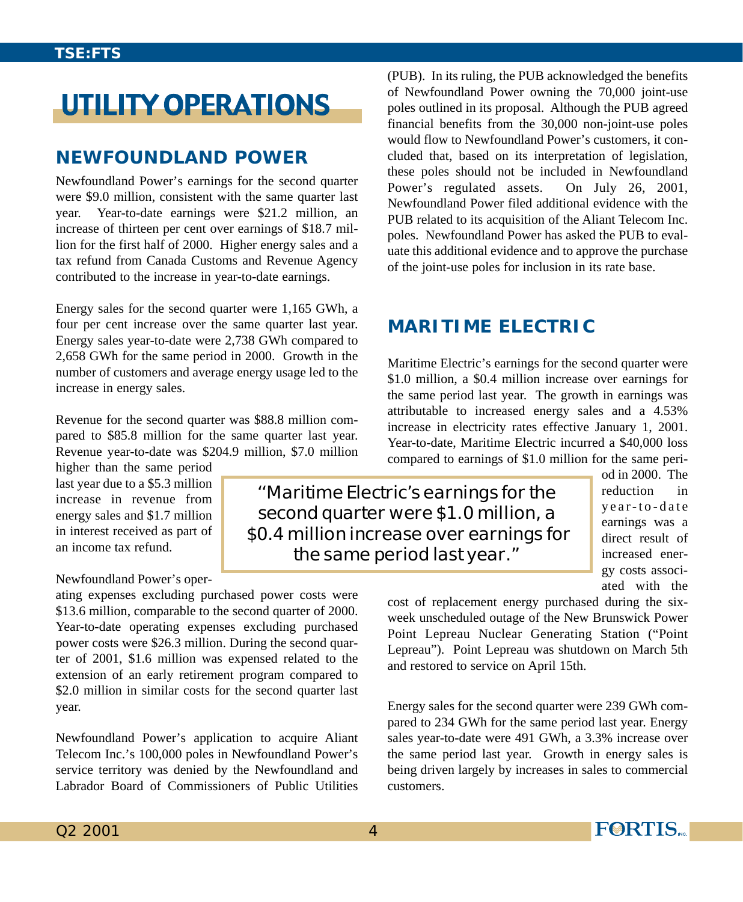# UTILITY OPERATIONS

## NEWFOUNDLAND POWER

Newfoundland Power's earnings for the second quarter were $9.0 million, consistent with the same quarter last year. Year-to-date earnings were $21.2 million, an increase of thirteen per cent over earnings of $18.7 million for the first half of 2000. Higher energy sales and a tax refund from Canada Customs and Revenue Agency contributed to the increase in year-to-date earnings.

Energy sales for the second quarter were 1,165 GWh, a four per cent increase over the same quarter last year. Energy sales year-to-date were 2,738 GWh compared to 2,658 GWh for the same period in 2000. Growth in the number of customers and average energy usage led to the increase in energy sales.

Revenue for the second quarter was $88.8 million compared to $85.8 million for the same quarter last year. Revenue year-to-date was $204.9 million, $7.0 million higher than the same period last year due to a $5.3 million increase in revenue from energy sales and $1.7 million in interest received as part of an income tax refund.

Newfoundland Power's operating expenses excluding purchased power costs were $13.6 million, comparable to the second quarter of 2000. Year-to-date operating expenses excluding purchased power costs were $26.3 million. During the second quarter of 2001, $1.6 million was expensed related to the extension of an early retirement program compared to $2.0 million in similar costs for the second quarter last year.

Newfoundland Power's application to acquire Aliant Telecom Inc.'s 100,000 poles in Newfoundland Power's service territory was denied by the Newfoundland and Labrador Board of Commissioners of Public Utilities (PUB). In its ruling, the PUB acknowledged the benefits of Newfoundland Power owning the 70,000 joint-use poles outlined in its proposal. Although the PUB agreed financial benefits from the 30,000 non-joint-use poles would flow to Newfoundland Power's customers, it concluded that, based on its interpretation of legislation, these poles should not be included in Newfoundland Power's regulated assets. On July 26, 2001, Newfoundland Power filed additional evidence with the PUB related to its acquisition of the Aliant Telecom Inc. poles. Newfoundland Power has asked the PUB to evaluate this additional evidence and to approve the purchase of the joint-use poles for inclusion in its rate base.

## MARITIME ELECTRIC

Maritime Electric's earnings for the second quarter were $1.0 million, a $0.4 million increase over earnings for the same period last year. The growth in earnings was attributable to increased energy sales and a 4.53% increase in electricity rates effective January 1, 2001. Year-to-date, Maritime Electric incurred a $40,000 loss compared to earnings of $1.0 million for the same period in 2000. The reduction in year-to-date earnings was a direct result of increased energy costs associated with the cost of replacement energy purchased during the six-week unscheduled outage of the New Brunswick Power Point Lepreau Nuclear Generating Station ("Point Lepreau"). Point Lepreau was shutdown on March 5th and restored to service on April 15th.

> "Maritime Electric's earnings for the second quarter were $1.0 million, a $0.4 million increase over earnings for the same period last year."

Energy sales for the second quarter were 239 GWh compared to 234 GWh for the same period last year. Energy sales year-to-date were 491 GWh, a 3.3% increase over the same period last year. Growth in energy sales is being driven largely by increases in sales to commercial customers.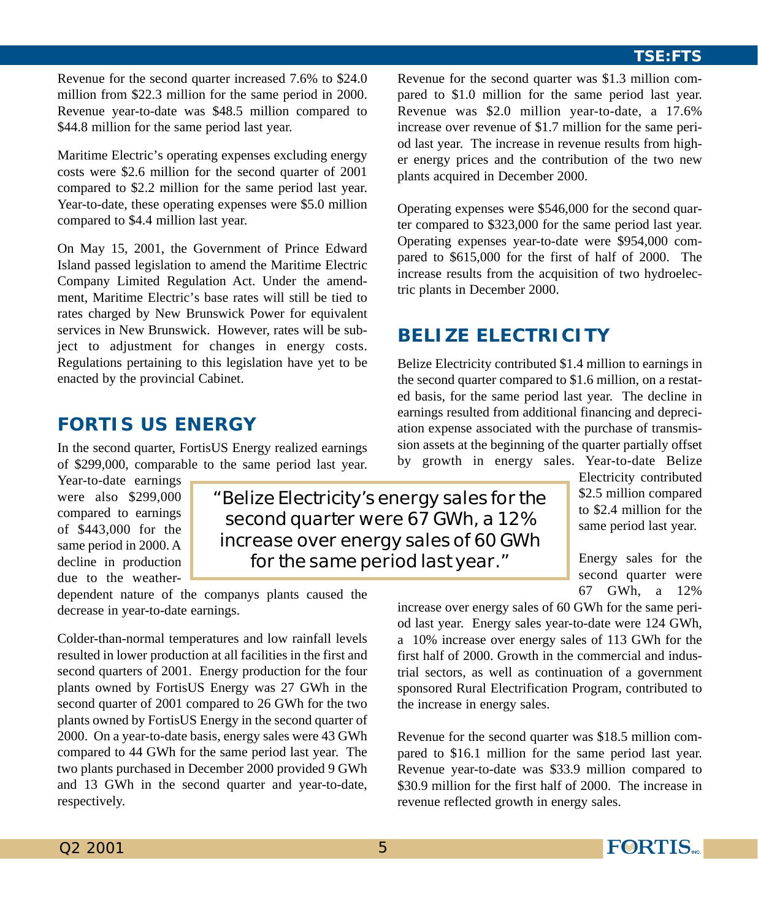Revenue for the second quarter increased 7.6% to $24.0 million from $22.3 million for the same period in 2000. Revenue year-to-date was $48.5 million compared to $44.8 million for the same period last year.

Maritime Electric's operating expenses excluding energy costs were $2.6 million for the second quarter of 2001 compared to $2.2 million for the same period last year. Year-to-date, these operating expenses were $5.0 million compared to $4.4 million last year.

On May 15, 2001, the Government of Prince Edward Island passed legislation to amend the Maritime Electric Company Limited Regulation Act. Under the amendment, Maritime Electric's base rates will still be tied to rates charged by New Brunswick Power for equivalent services in New Brunswick. However, rates will be subject to adjustment for changes in energy costs. Regulations pertaining to this legislation have yet to be enacted by the provincial Cabinet.

## FORTIS US ENERGY

In the second quarter, FortisUS Energy realized earnings of $299,000, comparable to the same period last year. Year-to-date earnings were also $299,000 compared to earnings of $443,000 for the same period in 2000. A decline in production due to the weather-dependent nature of the companys plants caused the decrease in year-to-date earnings.

Colder-than-normal temperatures and low rainfall levels resulted in lower production at all facilities in the first and second quarters of 2001. Energy production for the four plants owned by FortisUS Energy was 27 GWh in the second quarter of 2001 compared to 26 GWh for the two plants owned by FortisUS Energy in the second quarter of 2000. On a year-to-date basis, energy sales were 43 GWh compared to 44 GWh for the same period last year. The two plants purchased in December 2000 provided 9 GWh and 13 GWh in the second quarter and year-to-date, respectively.

Revenue for the second quarter was $1.3 million compared to $1.0 million for the same period last year. Revenue was $2.0 million year-to-date, a 17.6% increase over revenue of $1.7 million for the same period last year. The increase in revenue results from higher energy prices and the contribution of the two new plants acquired in December 2000.

Operating expenses were $546,000 for the second quarter compared to $323,000 for the same period last year. Operating expenses year-to-date were $954,000 compared to $615,000 for the first of half of 2000. The increase results from the acquisition of two hydroelectric plants in December 2000.

## BELIZE ELECTRICITY

Belize Electricity contributed $1.4 million to earnings in the second quarter compared to $1.6 million, on a restated basis, for the same period last year. The decline in earnings resulted from additional financing and depreciation expense associated with the purchase of transmission assets at the beginning of the quarter partially offset by growth in energy sales. Year-to-date Belize Electricity contributed $2.5 million compared to $2.4 million for the same period last year.

> "Belize Electricity's energy sales for the second quarter were 67 GWh, a 12% increase over energy sales of 60 GWh for the same period last year."

Energy sales for the second quarter were 67 GWh, a 12% increase over energy sales of 60 GWh for the same period last year. Energy sales year-to-date were 124 GWh, a 10% increase over energy sales of 113 GWh for the first half of 2000. Growth in the commercial and industrial sectors, as well as continuation of a government sponsored Rural Electrification Program, contributed to the increase in energy sales.

Revenue for the second quarter was $18.5 million compared to $16.1 million for the same period last year. Revenue year-to-date was $33.9 million compared to $30.9 million for the first half of 2000. The increase in revenue reflected growth in energy sales.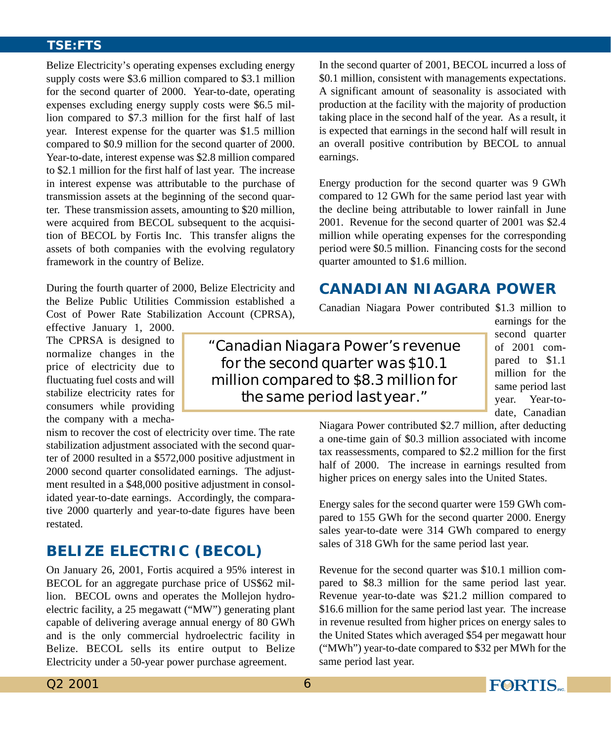Belize Electricity's operating expenses excluding energy supply costs were $3.6 million compared to $3.1 million for the second quarter of 2000. Year-to-date, operating expenses excluding energy supply costs were $6.5 million compared to $7.3 million for the first half of last year. Interest expense for the quarter was $1.5 million compared to $0.9 million for the second quarter of 2000. Year-to-date, interest expense was $2.8 million compared to $2.1 million for the first half of last year. The increase in interest expense was attributable to the purchase of transmission assets at the beginning of the second quarter. These transmission assets, amounting to $20 million, were acquired from BECOL subsequent to the acquisition of BECOL by Fortis Inc. This transfer aligns the assets of both companies with the evolving regulatory framework in the country of Belize.

During the fourth quarter of 2000, Belize Electricity and the Belize Public Utilities Commission established a Cost of Power Rate Stabilization Account (CPRSA), effective January 1, 2000. The CPRSA is designed to normalize changes in the price of electricity due to fluctuating fuel costs and will stabilize electricity rates for consumers while providing the company with a mechanism to recover the cost of electricity over time. The rate stabilization adjustment associated with the second quarter of 2000 resulted in a $572,000 positive adjustment in 2000 second quarter consolidated earnings. The adjustment resulted in a $48,000 positive adjustment in consolidated year-to-date earnings. Accordingly, the comparative 2000 quarterly and year-to-date figures have been restated.

## BELIZE ELECTRIC (BECOL)

On January 26, 2001, Fortis acquired a 95% interest in BECOL for an aggregate purchase price of US$62 million. BECOL owns and operates the Mollejon hydroelectric facility, a 25 megawatt ("MW") generating plant capable of delivering average annual energy of 80 GWh and is the only commercial hydroelectric facility in Belize. BECOL sells its entire output to Belize Electricity under a 50-year power purchase agreement.

In the second quarter of 2001, BECOL incurred a loss of $0.1 million, consistent with managements expectations. A significant amount of seasonality is associated with production at the facility with the majority of production taking place in the second half of the year. As a result, it is expected that earnings in the second half will result in an overall positive contribution by BECOL to annual earnings.

Energy production for the second quarter was 9 GWh compared to 12 GWh for the same period last year with the decline being attributable to lower rainfall in June 2001. Revenue for the second quarter of 2001 was $2.4 million while operating expenses for the corresponding period were $0.5 million. Financing costs for the second quarter amounted to $1.6 million.

## CANADIAN NIAGARA POWER

Canadian Niagara Power contributed $1.3 million to earnings for the second quarter of 2001 compared to $1.1 million for the same period last year. Year-to-date, Canadian Niagara Power contributed $2.7 million, after deducting a one-time gain of $0.3 million associated with income tax reassessments, compared to $2.2 million for the first half of 2000. The increase in earnings resulted from higher prices on energy sales into the United States.

> "Canadian Niagara Power's revenue for the second quarter was $10.1 million compared to $8.3 million for the same period last year."

Energy sales for the second quarter were 159 GWh compared to 155 GWh for the second quarter 2000. Energy sales year-to-date were 314 GWh compared to energy sales of 318 GWh for the same period last year.

Revenue for the second quarter was $10.1 million compared to $8.3 million for the same period last year. Revenue year-to-date was $21.2 million compared to $16.6 million for the same period last year. The increase in revenue resulted from higher prices on energy sales to the United States which averaged $54 per megawatt hour ("MWh") year-to-date compared to $32 per MWh for the same period last year.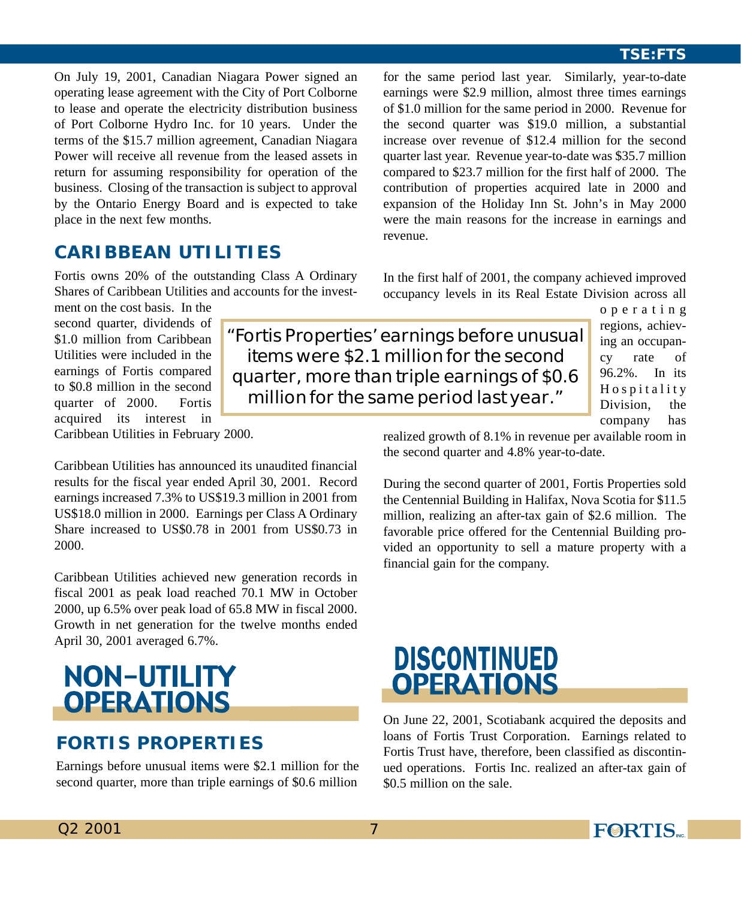On July 19, 2001, Canadian Niagara Power signed an operating lease agreement with the City of Port Colborne to lease and operate the electricity distribution business of Port Colborne Hydro Inc. for 10 years. Under the terms of the $15.7 million agreement, Canadian Niagara Power will receive all revenue from the leased assets in return for assuming responsibility for operation of the business. Closing of the transaction is subject to approval by the Ontario Energy Board and is expected to take place in the next few months.

### CARIBBEAN UTILITIES

Fortis owns 20% of the outstanding Class A Ordinary Shares of Caribbean Utilities and accounts for the investment on the cost basis. In the second quarter, dividends of $1.0 million from Caribbean Utilities were included in the earnings of Fortis compared to $0.8 million in the second quarter of 2000. Fortis acquired its interest in Caribbean Utilities in February 2000.

Caribbean Utilities has announced its unaudited financial results for the fiscal year ended April 30, 2001. Record earnings increased 7.3% to US$19.3 million in 2001 from US$18.0 million in 2000. Earnings per Class A Ordinary Share increased to US$0.78 in 2001 from US$0.73 in 2000.

Caribbean Utilities achieved new generation records in fiscal 2001 as peak load reached 70.1 MW in October 2000, up 6.5% over peak load of 65.8 MW in fiscal 2000. Growth in net generation for the twelve months ended April 30, 2001 averaged 6.7%.

## NON-UTILITY OPERATIONS

### FORTIS PROPERTIES

Earnings before unusual items were $2.1 million for the second quarter, more than triple earnings of $0.6 million for the same period last year. Similarly, year-to-date earnings were $2.9 million, almost three times earnings of $1.0 million for the same period in 2000. Revenue for the second quarter was $19.0 million, a substantial increase over revenue of $12.4 million for the second quarter last year. Revenue year-to-date was $35.7 million compared to $23.7 million for the first half of 2000. The contribution of properties acquired late in 2000 and expansion of the Holiday Inn St. John's in May 2000 were the main reasons for the increase in earnings and revenue.

In the first half of 2001, the company achieved improved occupancy levels in its Real Estate Division across all operating regions, achieving an occupancy rate of 96.2%. In its Hospitality Division, the company has realized growth of 8.1% in revenue per available room in the second quarter and 4.8% year-to-date.

> "Fortis Properties' earnings before unusual items were $2.1 million for the second quarter, more than triple earnings of $0.6 million for the same period last year."

During the second quarter of 2001, Fortis Properties sold the Centennial Building in Halifax, Nova Scotia for $11.5 million, realizing an after-tax gain of $2.6 million. The favorable price offered for the Centennial Building provided an opportunity to sell a mature property with a financial gain for the company.

## DISCONTINUED OPERATIONS

On June 22, 2001, Scotiabank acquired the deposits and loans of Fortis Trust Corporation. Earnings related to Fortis Trust have, therefore, been classified as discontinued operations. Fortis Inc. realized an after-tax gain of $0.5 million on the sale.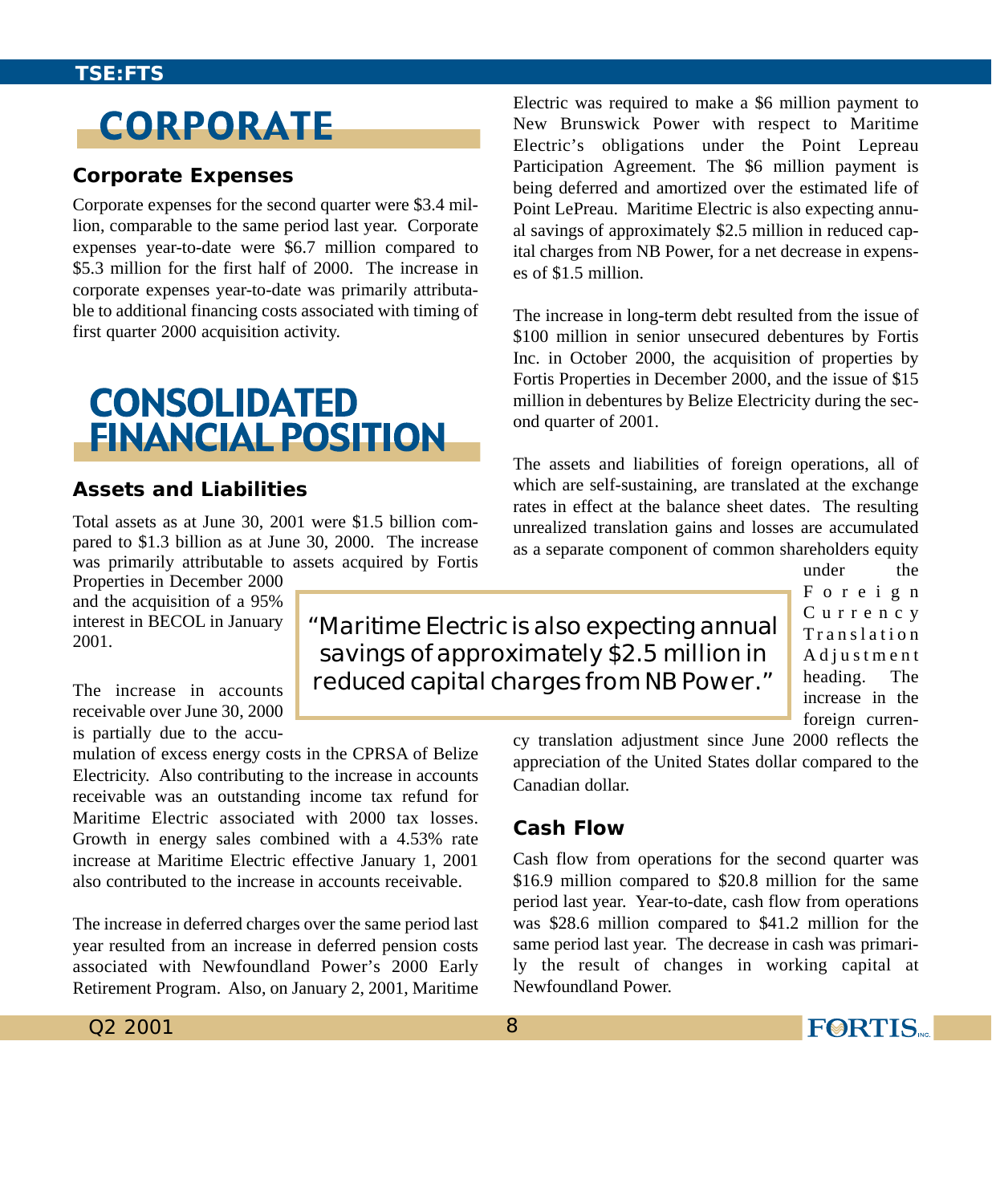# CORPORATE

### Corporate Expenses

Corporate expenses for the second quarter were $3.4 million, comparable to the same period last year. Corporate expenses year-to-date were $6.7 million compared to $5.3 million for the first half of 2000. The increase in corporate expenses year-to-date was primarily attributable to additional financing costs associated with timing of first quarter 2000 acquisition activity.

# CONSOLIDATED FINANCIAL POSITION

### Assets and Liabilities

Total assets as at June 30, 2001 were $1.5 billion compared to $1.3 billion as at June 30, 2000. The increase was primarily attributable to assets acquired by Fortis Properties in December 2000 and the acquisition of a 95% interest in BECOL in January 2001.

The increase in accounts receivable over June 30, 2000 is partially due to the accumulation of excess energy costs in the CPRSA of Belize Electricity. Also contributing to the increase in accounts receivable was an outstanding income tax refund for Maritime Electric associated with 2000 tax losses. Growth in energy sales combined with a 4.53% rate increase at Maritime Electric effective January 1, 2001 also contributed to the increase in accounts receivable.

The increase in deferred charges over the same period last year resulted from an increase in deferred pension costs associated with Newfoundland Power's 2000 Early Retirement Program. Also, on January 2, 2001, Maritime Electric was required to make a $6 million payment to New Brunswick Power with respect to Maritime Electric's obligations under the Point Lepreau Participation Agreement. The $6 million payment is being deferred and amortized over the estimated life of Point LePreau. Maritime Electric is also expecting annual savings of approximately $2.5 million in reduced capital charges from NB Power, for a net decrease in expenses of $1.5 million.

> "Maritime Electric is also expecting annual savings of approximately $2.5 million in reduced capital charges from NB Power."

The increase in long-term debt resulted from the issue of $100 million in senior unsecured debentures by Fortis Inc. in October 2000, the acquisition of properties by Fortis Properties in December 2000, and the issue of $15 million in debentures by Belize Electricity during the second quarter of 2001.

The assets and liabilities of foreign operations, all of which are self-sustaining, are translated at the exchange rates in effect at the balance sheet dates. The resulting unrealized translation gains and losses are accumulated as a separate component of common shareholders equity under the Foreign Currency Translation Adjustment heading. The increase in the foreign currency translation adjustment since June 2000 reflects the appreciation of the United States dollar compared to the Canadian dollar.

### Cash Flow

Cash flow from operations for the second quarter was $16.9 million compared to $20.8 million for the same period last year. Year-to-date, cash flow from operations was $28.6 million compared to $41.2 million for the same period last year. The decrease in cash was primarily the result of changes in working capital at Newfoundland Power.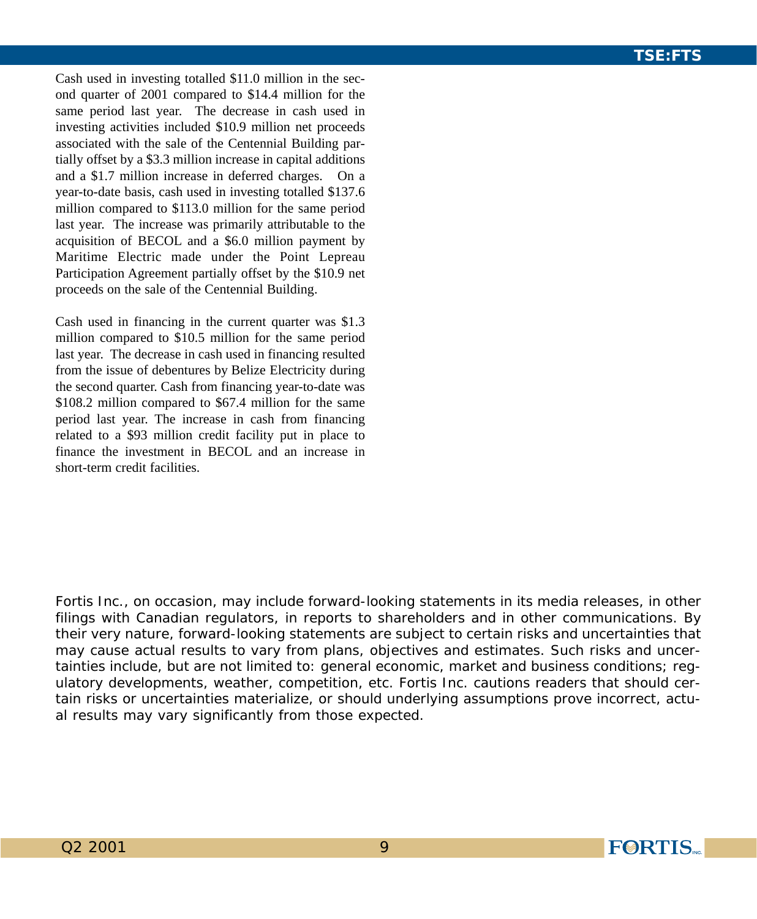Cash used in investing totalled $11.0 million in the second quarter of 2001 compared to $14.4 million for the same period last year. The decrease in cash used in investing activities included $10.9 million net proceeds associated with the sale of the Centennial Building partially offset by a $3.3 million increase in capital additions and a $1.7 million increase in deferred charges. On a year-to-date basis, cash used in investing totalled $137.6 million compared to $113.0 million for the same period last year. The increase was primarily attributable to the acquisition of BECOL and a $6.0 million payment by Maritime Electric made under the Point Lepreau Participation Agreement partially offset by the $10.9 net proceeds on the sale of the Centennial Building.

Cash used in financing in the current quarter was $1.3 million compared to $10.5 million for the same period last year. The decrease in cash used in financing resulted from the issue of debentures by Belize Electricity during the second quarter. Cash from financing year-to-date was $108.2 million compared to $67.4 million for the same period last year. The increase in cash from financing related to a $93 million credit facility put in place to finance the investment in BECOL and an increase in short-term credit facilities.

Fortis Inc., on occasion, may include forward-looking statements in its media releases, in other filings with Canadian regulators, in reports to shareholders and in other communications. By their very nature, forward-looking statements are subject to certain risks and uncertainties that may cause actual results to vary from plans, objectives and estimates. Such risks and uncertainties include, but are not limited to: general economic, market and business conditions; regulatory developments, weather, competition, etc. Fortis Inc. cautions readers that should certain risks or uncertainties materialize, or should underlying assumptions prove incorrect, actual results may vary significantly from those expected.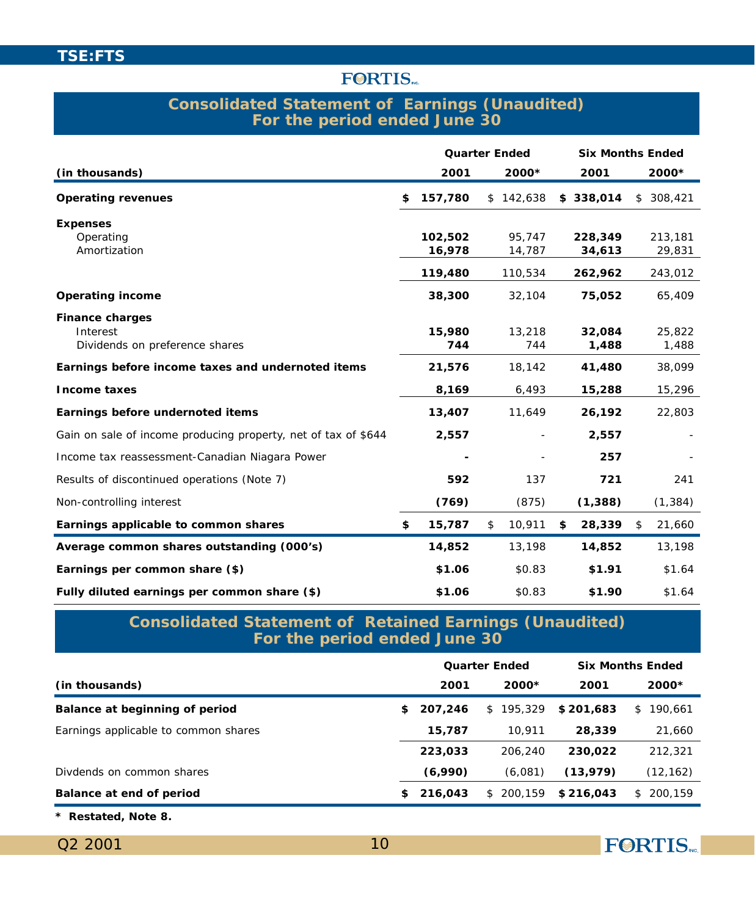# Consolidated Statement of Earnings (Unaudited)
## For the period ended June 30

| (in thousands) | Quarter Ended 2001 | Quarter Ended 2000* | Six Months Ended 2001 | Six Months Ended 2000* |
|---|---|---|---|---|
| **Operating revenues** | **$ 157,780** | $ 142,638 | **$ 338,014** | $ 308,421 |
| **Expenses** | | | | |
| Operating | **102,502** | 95,747 | **228,349** | 213,181 |
| Amortization | **16,978** | 14,787 | **34,613** | 29,831 |
| | **119,480** | 110,534 | **262,962** | 243,012 |
| **Operating income** | **38,300** | 32,104 | **75,052** | 65,409 |
| **Finance charges** | | | | |
| Interest | **15,980** | 13,218 | **32,084** | 25,822 |
| Dividends on preference shares | **744** | 744 | **1,488** | 1,488 |
| **Earnings before income taxes and undernoted items** | **21,576** | 18,142 | **41,480** | 38,099 |
| **Income taxes** | **8,169** | 6,493 | **15,288** | 15,296 |
| **Earnings before undernoted items** | **13,407** | 11,649 | **26,192** | 22,803 |
| Gain on sale of income producing property, net of tax of $644 | **2,557** | - | **2,557** | - |
| Income tax reassessment-Canadian Niagara Power | **-** | - | **257** | - |
| Results of discontinued operations (Note 7) | **592** | 137 | **721** | 241 |
| Non-controlling interest | **(769)** | (875) | **(1,388)** | (1,384) |
| **Earnings applicable to common shares** | **$ 15,787** | $ 10,911 | **$ 28,339** | $ 21,660 |
| **Average common shares outstanding (000's)** | **14,852** | 13,198 | **14,852** | 13,198 |
| **Earnings per common share ($)** | **$1.06** | $0.83 | **$1.91** | $1.64 |
| **Fully diluted earnings per common share ($)** | **$1.06** | $0.83 | **$1.90** | $1.64 |

# Consolidated Statement of Retained Earnings (Unaudited)
## For the period ended June 30

| (in thousands) | Quarter Ended 2001 | Quarter Ended 2000* | Six Months Ended 2001 | Six Months Ended 2000* |
|---|---|---|---|---|
| **Balance at beginning of period** | **$ 207,246** | $ 195,329 | **$ 201,683** | $ 190,661 |
| Earnings applicable to common shares | **15,787** | 10,911 | **28,339** | 21,660 |
| | **223,033** | 206,240 | **230,022** | 212,321 |
| Divdends on common shares | **(6,990)** | (6,081) | **(13,979)** | (12,162) |
| **Balance at end of period** | **$ 216,043** | $ 200,159 | **$ 216,043** | $ 200,159 |

**\* Restated, Note 8.**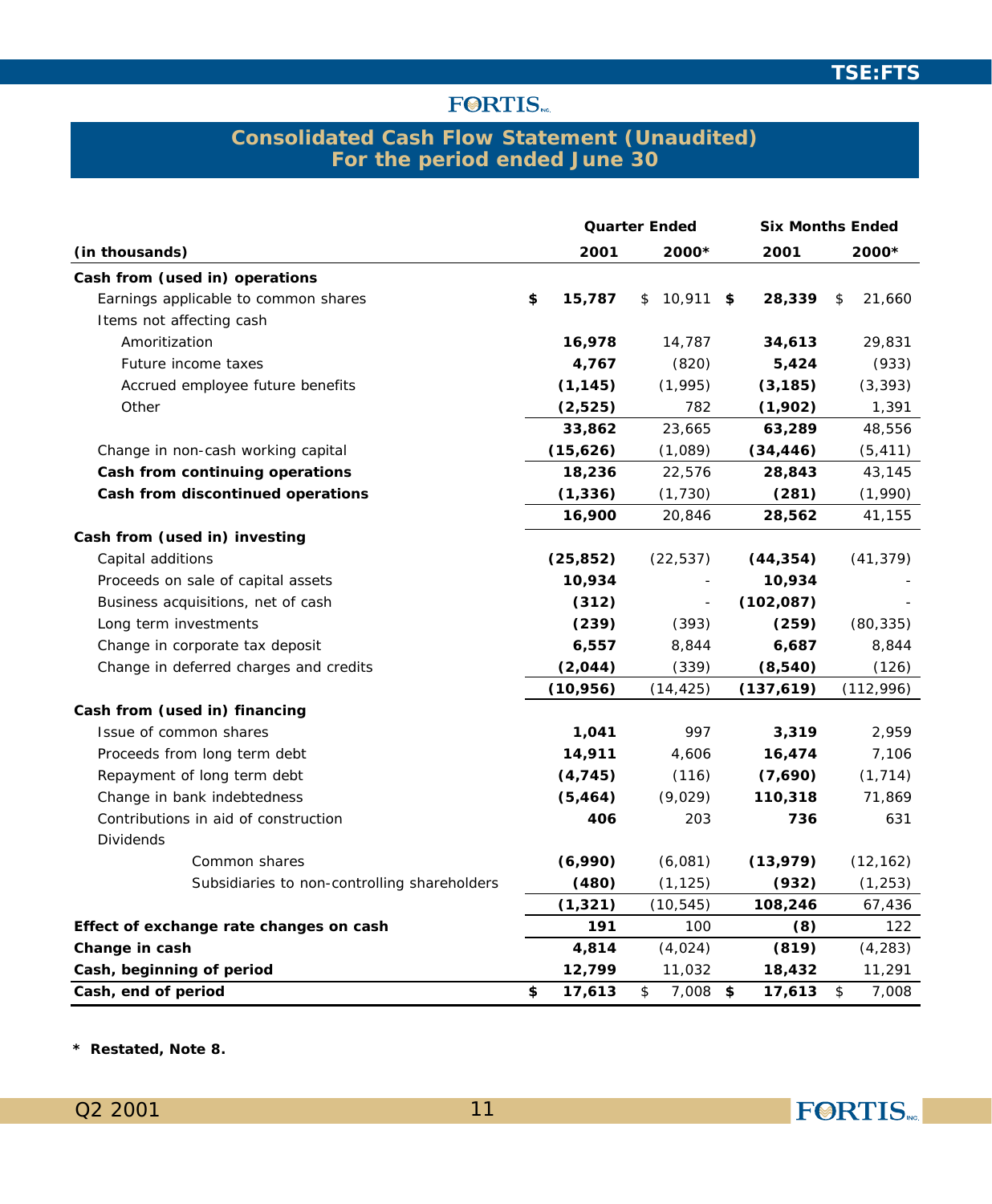# Consolidated Cash Flow Statement (Unaudited)
## For the period ended June 30

| (in thousands) | Quarter Ended 2001 | Quarter Ended 2000* | Six Months Ended 2001 | Six Months Ended 2000* |
|---|---|---|---|---|
| **Cash from (used in) operations** | | | | |
| Earnings applicable to common shares | **$ 15,787** | $ 10,911 | **$ 28,339** | $ 21,660 |
| Items not affecting cash | | | | |
| Amoritization | **16,978** | 14,787 | **34,613** | 29,831 |
| Future income taxes | **4,767** | (820) | **5,424** | (933) |
| Accrued employee future benefits | **(1,145)** | (1,995) | **(3,185)** | (3,393) |
| Other | **(2,525)** | 782 | **(1,902)** | 1,391 |
| | **33,862** | 23,665 | **63,289** | 48,556 |
| Change in non-cash working capital | **(15,626)** | (1,089) | **(34,446)** | (5,411) |
| **Cash from continuing operations** | **18,236** | 22,576 | **28,843** | 43,145 |
| **Cash from discontinued operations** | **(1,336)** | (1,730) | **(281)** | (1,990) |
| | **16,900** | 20,846 | **28,562** | 41,155 |
| **Cash from (used in) investing** | | | | |
| Capital additions | **(25,852)** | (22,537) | **(44,354)** | (41,379) |
| Proceeds on sale of capital assets | **10,934** | - | **10,934** | - |
| Business acquisitions, net of cash | **(312)** | - | **(102,087)** | - |
| Long term investments | **(239)** | (393) | **(259)** | (80,335) |
| Change in corporate tax deposit | **6,557** | 8,844 | **6,687** | 8,844 |
| Change in deferred charges and credits | **(2,044)** | (339) | **(8,540)** | (126) |
| | **(10,956)** | (14,425) | **(137,619)** | (112,996) |
| **Cash from (used in) financing** | | | | |
| Issue of common shares | **1,041** | 997 | **3,319** | 2,959 |
| Proceeds from long term debt | **14,911** | 4,606 | **16,474** | 7,106 |
| Repayment of long term debt | **(4,745)** | (116) | **(7,690)** | (1,714) |
| Change in bank indebtedness | **(5,464)** | (9,029) | **110,318** | 71,869 |
| Contributions in aid of construction | **406** | 203 | **736** | 631 |
| Dividends | | | | |
| Common shares | **(6,990)** | (6,081) | **(13,979)** | (12,162) |
| Subsidiaries to non-controlling shareholders | **(480)** | (1,125) | **(932)** | (1,253) |
| | **(1,321)** | (10,545) | **108,246** | 67,436 |
| **Effect of exchange rate changes on cash** | **191** | 100 | **(8)** | 122 |
| **Change in cash** | **4,814** | (4,024) | **(819)** | (4,283) |
| **Cash, beginning of period** | **12,799** | 11,032 | **18,432** | 11,291 |
| **Cash, end of period** | **$ 17,613** | $ 7,008 | **$ 17,613** | $ 7,008 |

**\* Restated, Note 8.**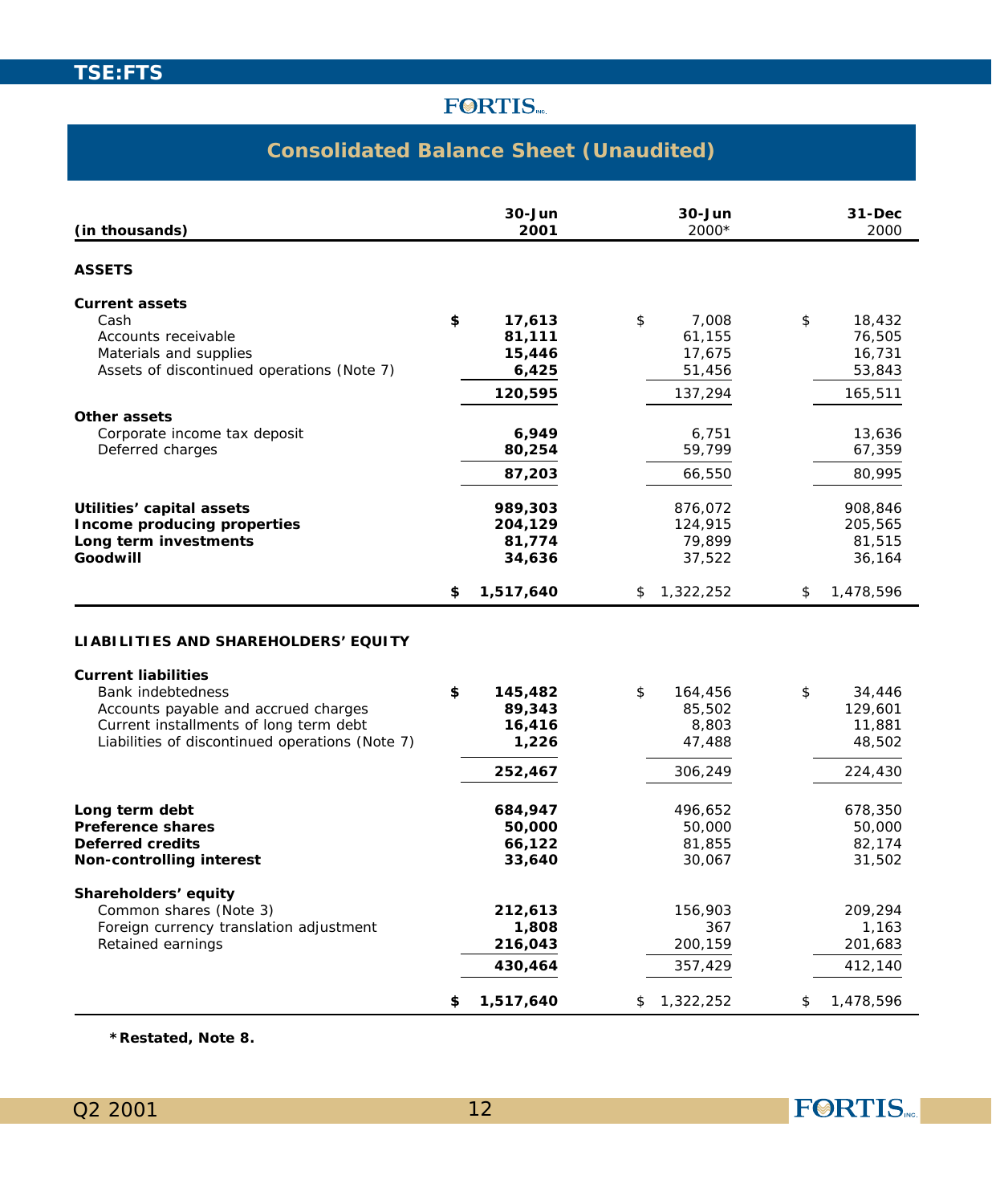# Consolidated Balance Sheet (Unaudited)

| (in thousands) | 30-Jun 2001 | 30-Jun 2000* | 31-Dec 2000 |
|---|---|---|---|
| **ASSETS** | | | |
| **Current assets** | | | |
| Cash | **$ 17,613** | $ 7,008 | $ 18,432 |
| Accounts receivable | **81,111** | 61,155 | 76,505 |
| Materials and supplies | **15,446** | 17,675 | 16,731 |
| Assets of discontinued operations (Note 7) | **6,425** | 51,456 | 53,843 |
| | **120,595** | 137,294 | 165,511 |
| **Other assets** | | | |
| Corporate income tax deposit | **6,949** | 6,751 | 13,636 |
| Deferred charges | **80,254** | 59,799 | 67,359 |
| | **87,203** | 66,550 | 80,995 |
| **Utilities' capital assets** | **989,303** | 876,072 | 908,846 |
| **Income producing properties** | **204,129** | 124,915 | 205,565 |
| **Long term investments** | **81,774** | 79,899 | 81,515 |
| **Goodwill** | **34,636** | 37,522 | 36,164 |
| | **$ 1,517,640** | $ 1,322,252 | $ 1,478,596 |
| **LIABILITIES AND SHAREHOLDERS' EQUITY** | | | |
| **Current liabilities** | | | |
| Bank indebtedness | **$ 145,482** | $ 164,456 | $ 34,446 |
| Accounts payable and accrued charges | **89,343** | 85,502 | 129,601 |
| Current installments of long term debt | **16,416** | 8,803 | 11,881 |
| Liabilities of discontinued operations (Note 7) | **1,226** | 47,488 | 48,502 |
| | **252,467** | 306,249 | 224,430 |
| **Long term debt** | **684,947** | 496,652 | 678,350 |
| **Preference shares** | **50,000** | 50,000 | 50,000 |
| **Deferred credits** | **66,122** | 81,855 | 82,174 |
| **Non-controlling interest** | **33,640** | 30,067 | 31,502 |
| **Shareholders' equity** | | | |
| Common shares (Note 3) | **212,613** | 156,903 | 209,294 |
| Foreign currency translation adjustment | **1,808** | 367 | 1,163 |
| Retained earnings | **216,043** | 200,159 | 201,683 |
| | **430,464** | 357,429 | 412,140 |
| | **$ 1,517,640** | $ 1,322,252 | $ 1,478,596 |

**\*Restated, Note 8.**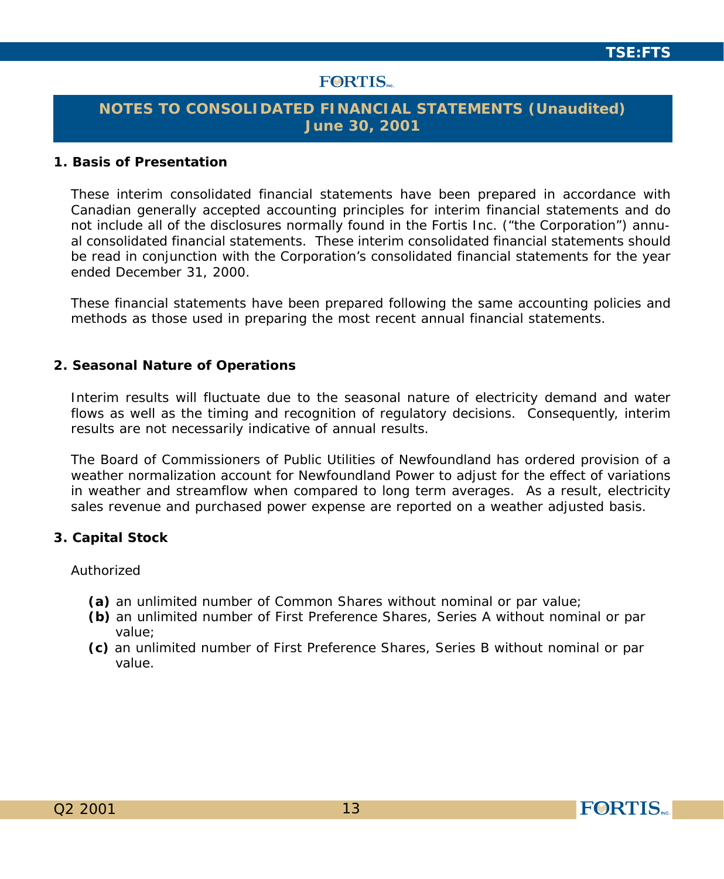# NOTES TO CONSOLIDATED FINANCIAL STATEMENTS (Unaudited)
## June 30, 2001

### 1. Basis of Presentation

These interim consolidated financial statements have been prepared in accordance with Canadian generally accepted accounting principles for interim financial statements and do not include all of the disclosures normally found in the Fortis Inc. ("the Corporation") annual consolidated financial statements. These interim consolidated financial statements should be read in conjunction with the Corporation's consolidated financial statements for the year ended December 31, 2000.

These financial statements have been prepared following the same accounting policies and methods as those used in preparing the most recent annual financial statements.

### 2. Seasonal Nature of Operations

Interim results will fluctuate due to the seasonal nature of electricity demand and water flows as well as the timing and recognition of regulatory decisions. Consequently, interim results are not necessarily indicative of annual results.

The Board of Commissioners of Public Utilities of Newfoundland has ordered provision of a weather normalization account for Newfoundland Power to adjust for the effect of variations in weather and streamflow when compared to long term averages. As a result, electricity sales revenue and purchased power expense are reported on a weather adjusted basis.

### 3. Capital Stock

Authorized

- **(a)** an unlimited number of Common Shares without nominal or par value;
- **(b)** an unlimited number of First Preference Shares, Series A without nominal or par value;
- **(c)** an unlimited number of First Preference Shares, Series B without nominal or par value.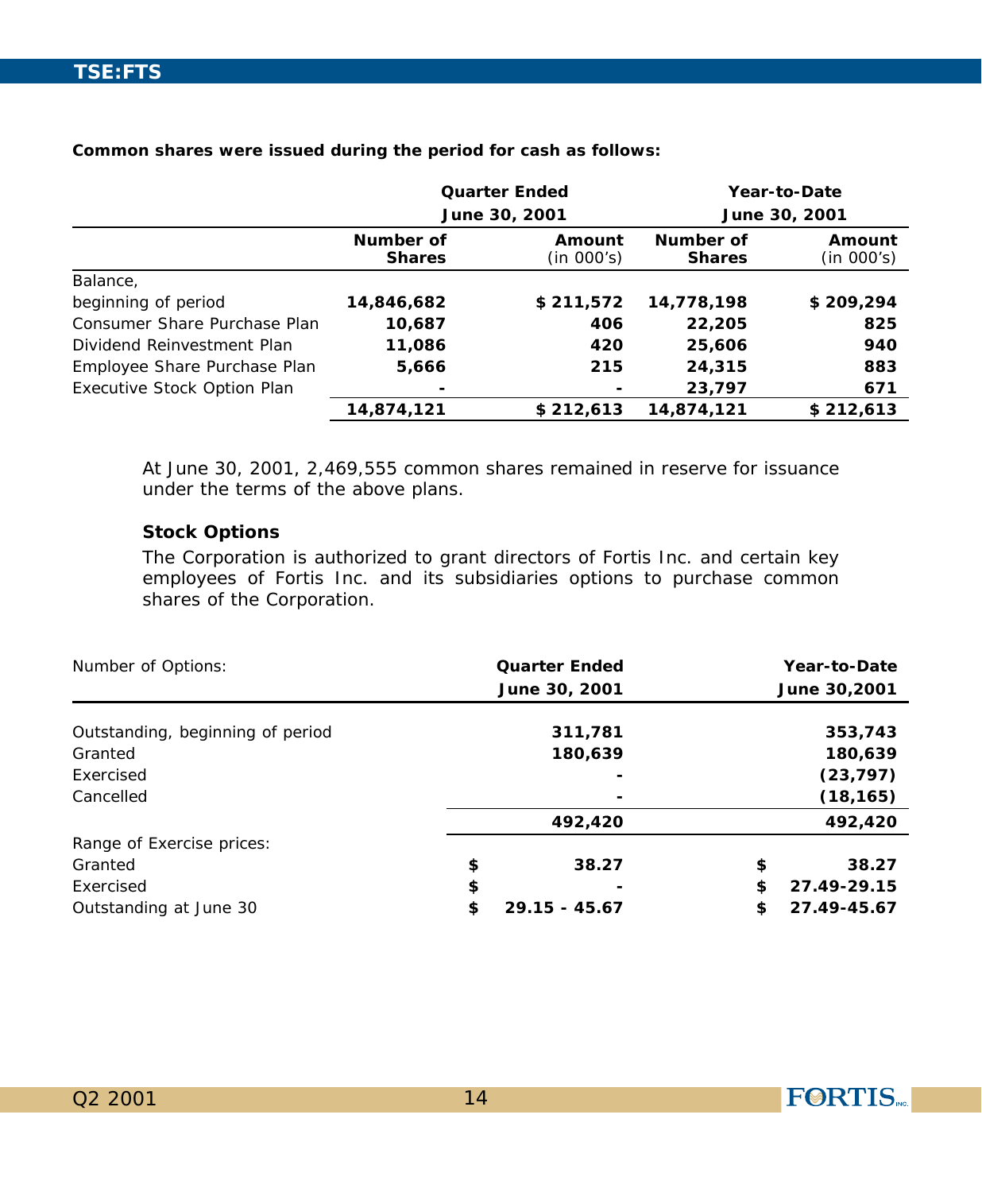**Common shares were issued during the period for cash as follows:**

| | Quarter Ended June 30, 2001 | | Year-to-Date June 30, 2001 | |
|---|---|---|---|---|
| | **Number of Shares** | **Amount (in 000's)** | **Number of Shares** | **Amount (in 000's)** |
| Balance, beginning of period | **14,846,682** | **$ 211,572** | **14,778,198** | **$ 209,294** |
| Consumer Share Purchase Plan | **10,687** | **406** | **22,205** | **825** |
| Dividend Reinvestment Plan | **11,086** | **420** | **25,606** | **940** |
| Employee Share Purchase Plan | **5,666** | **215** | **24,315** | **883** |
| Executive Stock Option Plan | **-** | **-** | **23,797** | **671** |
| | **14,874,121** | **$ 212,613** | **14,874,121** | **$ 212,613** |

At June 30, 2001, 2,469,555 common shares remained in reserve for issuance under the terms of the above plans.

### Stock Options

The Corporation is authorized to grant directors of Fortis Inc. and certain key employees of Fortis Inc. and its subsidiaries options to purchase common shares of the Corporation.

| Number of Options: | Quarter Ended June 30, 2001 | Year-to-Date June 30,2001 |
|---|---|---|
| Outstanding, beginning of period | **311,781** | **353,743** |
| Granted | **180,639** | **180,639** |
| Exercised | **-** | **(23,797)** |
| Cancelled | **-** | **(18,165)** |
| | **492,420** | **492,420** |
| Range of Exercise prices: | | |
| Granted | **$ 38.27** | **$ 38.27** |
| Exercised | **$ -** | **$ 27.49-29.15** |
| Outstanding at June 30 | **$ 29.15 - 45.67** | **$ 27.49-45.67** |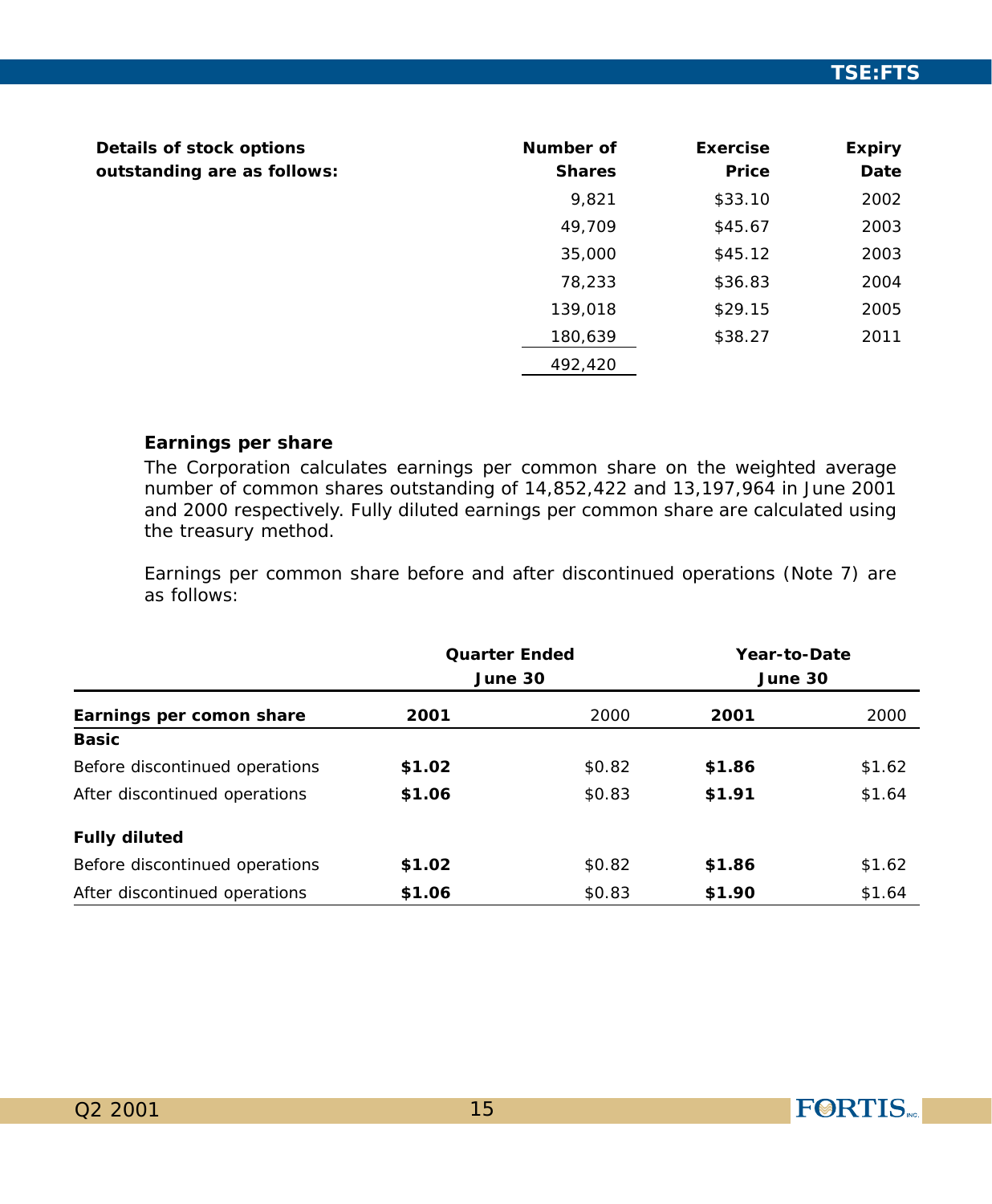| Details of stock options outstanding are as follows: | Number of Shares | Exercise Price | Expiry Date |
|---|---|---|---|
| | 9,821 | $33.10 | 2002 |
| | 49,709 | $45.67 | 2003 |
| | 35,000 | $45.12 | 2003 |
| | 78,233 | $36.83 | 2004 |
| | 139,018 | $29.15 | 2005 |
| | 180,639 | $38.27 | 2011 |
| | 492,420 | | |

**Earnings per share**

The Corporation calculates earnings per common share on the weighted average number of common shares outstanding of 14,852,422 and 13,197,964 in June 2001 and 2000 respectively. Fully diluted earnings per common share are calculated using the treasury method.

Earnings per common share before and after discontinued operations (Note 7) are as follows:

| | Quarter Ended June 30 | | Year-to-Date June 30 | |
|---|---|---|---|---|
| **Earnings per comon share** | **2001** | 2000 | **2001** | 2000 |
| **Basic** | | | | |
| Before discontinued operations | **$1.02** | $0.82 | **$1.86** | $1.62 |
| After discontinued operations | **$1.06** | $0.83 | **$1.91** | $1.64 |
| **Fully diluted** | | | | |
| Before discontinued operations | **$1.02** | $0.82 | **$1.86** | $1.62 |
| After discontinued operations | **$1.06** | $0.83 | **$1.90** | $1.64 |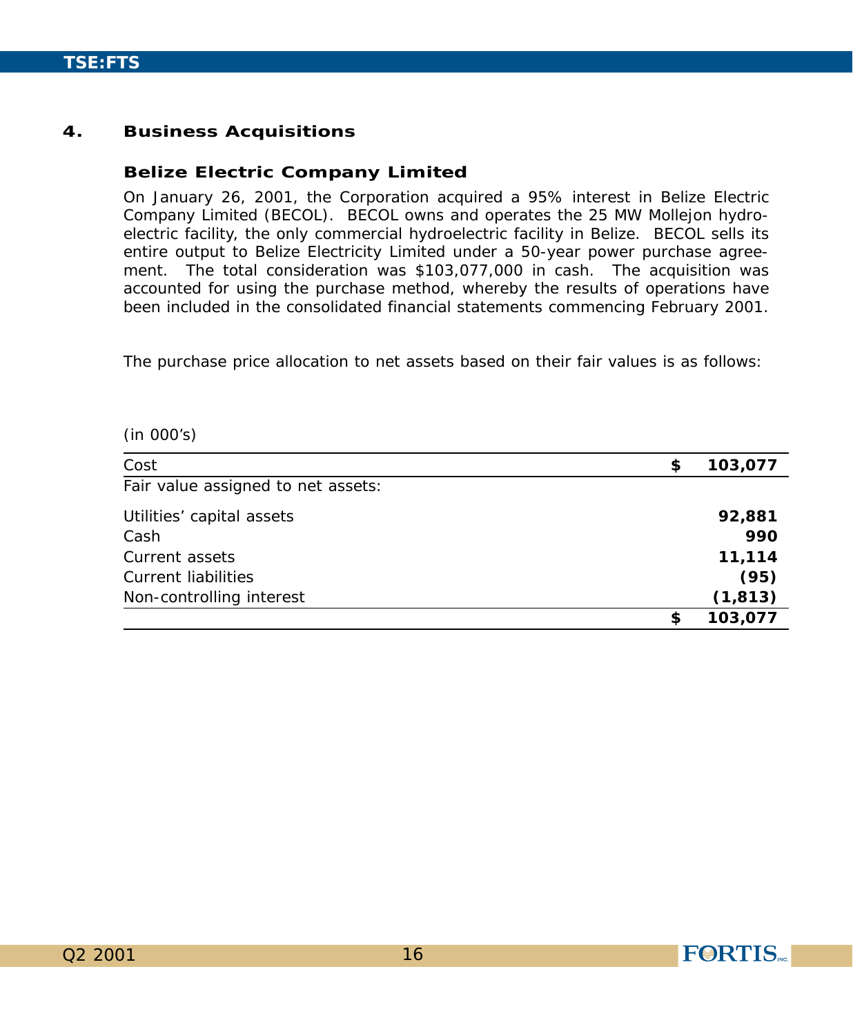## 4. Business Acquisitions

### Belize Electric Company Limited

On January 26, 2001, the Corporation acquired a 95% interest in Belize Electric Company Limited (BECOL). BECOL owns and operates the 25 MW Mollejon hydro-electric facility, the only commercial hydroelectric facility in Belize. BECOL sells its entire output to Belize Electricity Limited under a 50-year power purchase agreement. The total consideration was $103,077,000 in cash. The acquisition was accounted for using the purchase method, whereby the results of operations have been included in the consolidated financial statements commencing February 2001.

The purchase price allocation to net assets based on their fair values is as follows:

(in 000's)

| | | |
|---|---|---|
| Cost | $ | **103,077** |
| Fair value assigned to net assets: | | |
| Utilities' capital assets | | **92,881** |
| Cash | | **990** |
| Current assets | | **11,114** |
| Current liabilities | | **(95)** |
| Non-controlling interest | | **(1,813)** |
| | $ | **103,077** |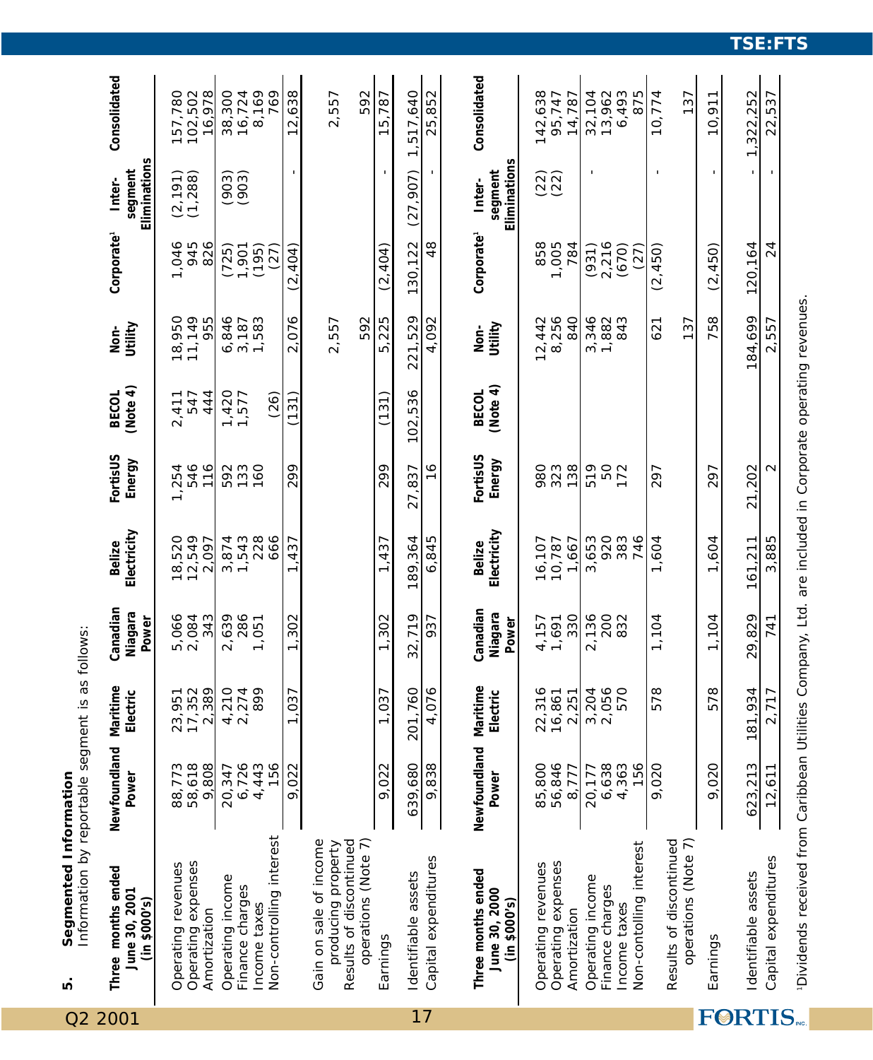## 5. Segmented Information

Information by reportable segment is as follows:

| Three months ended June 30, 2001 (in $000's) | Newfoundland Power | Maritime Electric | Canadian Niagara Power | Belize Electricity | FortisUS Energy | BECOL (Note 4) | Non-Utility | Corporate[1] | Inter-segment Eliminations | Consolidated |
|---|---|---|---|---|---|---|---|---|---|---|
| Operating revenues | 88,773 | 23,951 | 5,066 | 18,520 | 1,254 | 2,411 | 18,950 | 1,046 | (2,191) | 157,780 |
| Operating expenses | 58,618 | 17,352 | 2,084 | 12,549 | 546 | 547 | 11,149 | 945 | (1,288) | 102,502 |
| Amortization | 9,808 | 2,389 | 343 | 2,097 | 116 | 444 | 955 | 826 | | 16,978 |
| Operating income | 20,347 | 4,210 | 2,639 | 3,874 | 592 | 1,420 | 6,846 | (725) | (903) | 38,300 |
| Finance charges | 6,726 | 2,274 | 286 | 1,543 | 133 | 1,577 | 3,187 | 1,901 | (903) | 16,724 |
| Income taxes | 4,443 | 899 | 1,051 | 228 | 160 | | 1,583 | (195) | | 8,169 |
| Non-controlling interest | 156 | | | 666 | | (26) | | (27) | | 769 |
| | 9,022 | 1,037 | 1,302 | 1,437 | 299 | (131) | 2,076 | (2,404) | - | 12,638 |
| Gain on sale of income producing property | | | | | | | 2,557 | | | 2,557 |
| Results of discontinued operations (Note 7) | | | | | | | 592 | | | 592 |
| Earnings | 9,022 | 1,037 | 1,302 | 1,437 | 299 | (131) | 5,225 | (2,404) | - | 15,787 |
| Identifiable assets | 639,680 | 201,760 | 32,719 | 189,364 | 27,837 | 102,536 | 221,529 | 130,122 | (27,907) | 1,517,640 |
| Capital expenditures | 9,838 | 4,076 | 937 | 6,845 | 16 | | 4,092 | 48 | - | 25,852 |

| Three months ended June 30, 2000 (in $000's) | Newfoundland Power | Maritime Electric | Canadian Niagara Power | Belize Electricity | FortisUS Energy | BECOL (Note 4) | Non-Utility | Corporate[1] | Inter-segment Eliminations | Consolidated |
|---|---|---|---|---|---|---|---|---|---|---|
| Operating revenues | 85,800 | 22,316 | 4,157 | 16,107 | 980 | | 12,442 | 858 | (22) | 142,638 |
| Operating expenses | 56,846 | 16,861 | 1,691 | 10,787 | 323 | | 8,256 | 1,005 | (22) | 95,747 |
| Amortization | 8,777 | 2,251 | 330 | 1,667 | 138 | | 840 | 784 | | 14,787 |
| Operating income | 20,177 | 3,204 | 2,136 | 3,653 | 519 | | 3,346 | (931) | - | 32,104 |
| Finance charges | 6,638 | 2,056 | 200 | 920 | 50 | | 1,882 | 2,216 | | 13,962 |
| Income taxes | 4,363 | 570 | 832 | 383 | 172 | | 843 | (670) | | 6,493 |
| Non-contolling interest | 156 | | | 746 | | | | (27) | | 875 |
| | 9,020 | 578 | 1,104 | 1,604 | 297 | | 621 | (2,450) | - | 10,774 |
| Results of discontinued operations (Note 7) | | | | | | | 137 | | | 137 |
| Earnings | 9,020 | 578 | 1,104 | 1,604 | 297 | | 758 | (2,450) | - | 10,911 |
| Identifiable assets | 623,213 | 181,934 | 29,829 | 161,211 | 21,202 | | 184,699 | 120,164 | - | 1,322,252 |
| Capital expenditures | 12,611 | 2,717 | 741 | 3,885 | 2 | | 2,557 | 24 | - | 22,537 |

[1]Dividends received from Caribbean Utilities Company, Ltd. are included in Corporate operating revenues.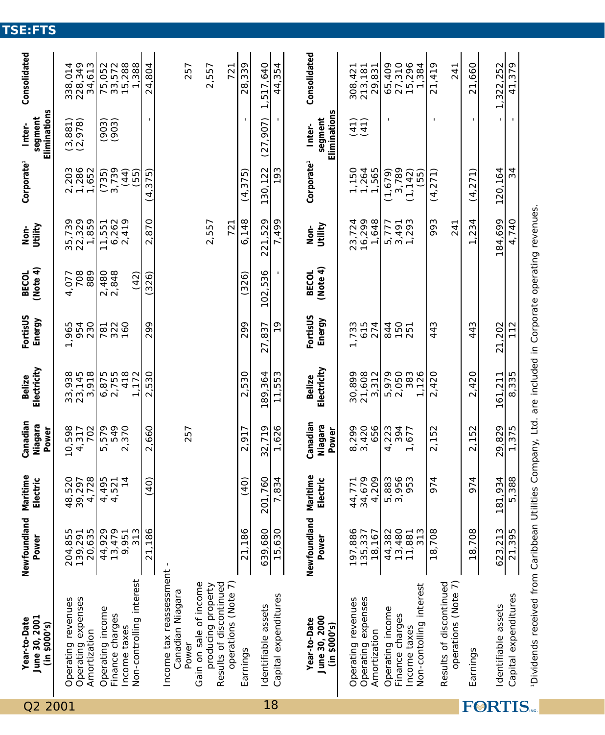| Year-to-Date June 30, 2001 (in $000's) | Newfoundland Power | Maritime Electric | Canadian Niagara Power | Belize Electricity | FortisUS Energy | BECOL (Note 4) | Non-Utility | Corporate[1] | Inter-segment Eliminations | Consolidated |
|---|---|---|---|---|---|---|---|---|---|---|
| Operating revenues | 204,855 | 48,520 | 10,598 | 33,938 | 1,965 | 4,077 | 35,739 | 2,203 | (3,881) | 338,014 |
| Operating expenses | 139,291 | 39,297 | 4,317 | 23,145 | 954 | 708 | 22,329 | 1,286 | (2,978) | 228,349 |
| Amortization | 20,635 | 4,728 | 702 | 3,918 | 230 | 889 | 1,859 | 1,652 | | 34,613 |
| Operating income | 44,929 | 4,495 | 5,579 | 6,875 | 781 | 2,480 | 11,551 | (735) | (903) | 75,052 |
| Finance charges | 13,479 | 4,521 | 549 | 2,755 | 322 | 2,848 | 6,262 | 3,739 | (903) | 33,572 |
| Income taxes | 9,951 | 14 | 2,370 | 418 | 160 | | 2,419 | (44) | | 15,288 |
| Non-controlling interest | 313 | | | 1,172 | | (42) | | (55) | | 1,388 |
| | 21,186 | (40) | 2,660 | 2,530 | 299 | (326) | 2,870 | (4,375) | - | 24,804 |
| Income tax reassessment - Canadian Niagara Power | | | 257 | | | | | | | 257 |
| Gain on sale of income producing property | | | | | | | 2,557 | | | 2,557 |
| Results of discontinued operations (Note 7) | | | | | | | 721 | | | 721 |
| Earnings | 21,186 | (40) | 2,917 | 2,530 | 299 | (326) | 6,148 | (4,375) | - | 28,339 |
| Identifiable assets | 639,680 | 201,760 | 32,719 | 189,364 | 27,837 | 102,536 | 221,529 | 130,122 | (27,907) | 1,517,640 |
| Capital expenditures | 15,630 | 7,834 | 1,626 | 11,553 | 19 | - | 7,499 | 193 | - | 44,354 |

| Year-to-Date June 30, 2000 (in $000's) | Newfoundland Power | Maritime Electric | Canadian Niagara Power | Belize Electricity | FortisUS Energy | BECOL (Note 4) | Non-Utility | Corporate[1] | Inter-segment Eliminations | Consolidated |
|---|---|---|---|---|---|---|---|---|---|---|
| Operating revenues | 197,886 | 44,771 | 8,299 | 30,899 | 1,733 | | 23,724 | 1,150 | (41) | 308,421 |
| Operating expenses | 135,337 | 34,679 | 3,420 | 21,608 | 615 | | 16,299 | 1,264 | (41) | 213,181 |
| Amortization | 18,167 | 4,209 | 656 | 3,312 | 274 | | 1,648 | 1,565 | | 29,831 |
| Operating income | 44,382 | 5,883 | 4,223 | 5,979 | 844 | | 5,777 | (1,679) | - | 65,409 |
| Finance charges | 13,480 | 3,956 | 394 | 2,050 | 150 | | 3,491 | 3,789 | | 27,310 |
| Income taxes | 11,881 | 953 | 1,677 | 383 | 251 | | 1,293 | (1,142) | | 15,296 |
| Non-contolling interest | 313 | | | 1,126 | | | | (55) | | 1,384 |
| | 18,708 | 974 | 2,152 | 2,420 | 443 | | 993 | (4,271) | - | 21,419 |
| Results of discontinued operations (Note 7) | | | | | | | 241 | | | 241 |
| Earnings | 18,708 | 974 | 2,152 | 2,420 | 443 | | 1,234 | (4,271) | - | 21,660 |
| Identifiable assets | 623,213 | 181,934 | 29,829 | 161,211 | 21,202 | | 184,699 | 120,164 | - | 1,322,252 |
| Capital expenditures | 21,395 | 5,388 | 1,375 | 8,335 | 112 | | 4,740 | 34 | - | 41,379 |

[1]Dividends received from Caribbean Utilities Company, Ltd. are included in Corporate operating revenues.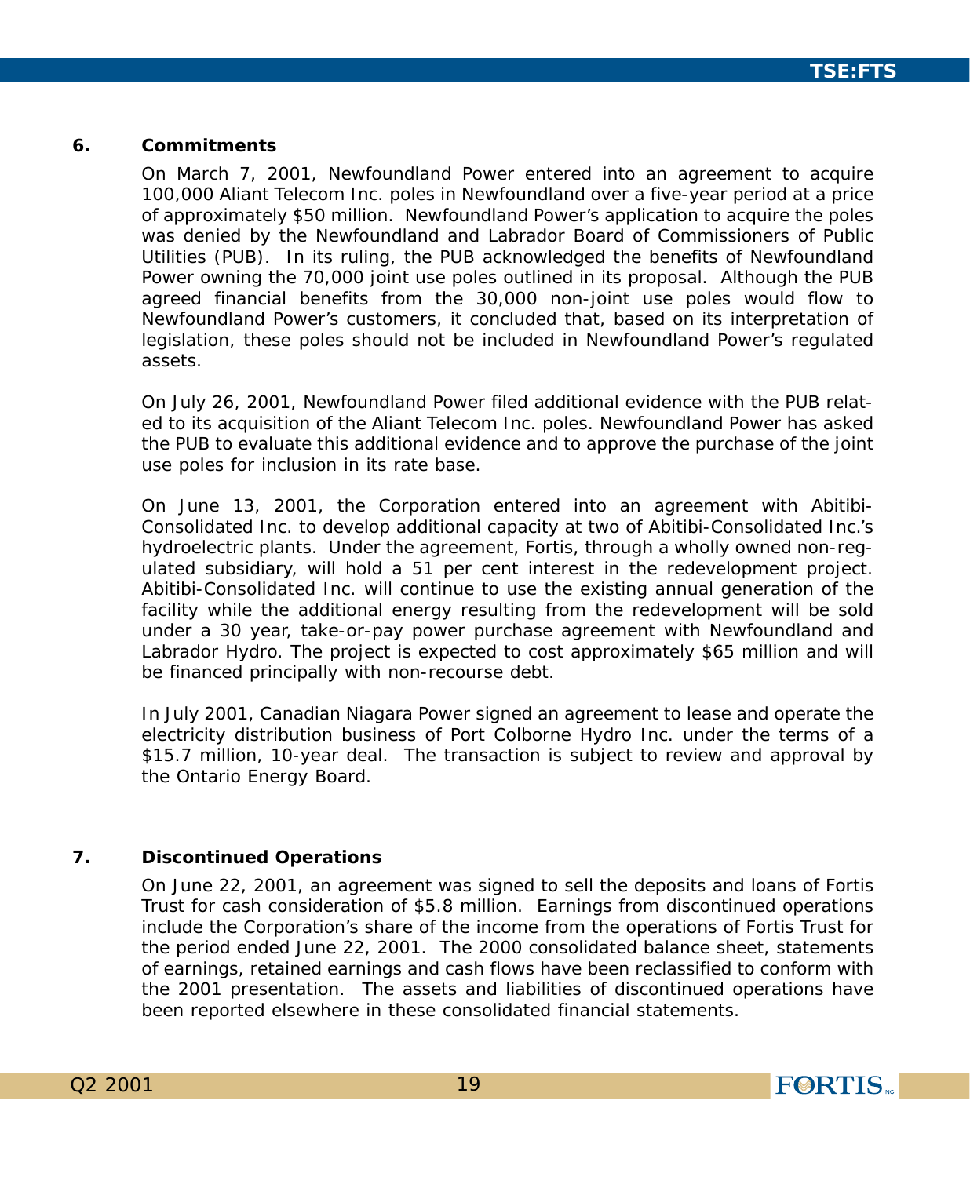## 6. Commitments

On March 7, 2001, Newfoundland Power entered into an agreement to acquire 100,000 Aliant Telecom Inc. poles in Newfoundland over a five-year period at a price of approximately $50 million. Newfoundland Power's application to acquire the poles was denied by the Newfoundland and Labrador Board of Commissioners of Public Utilities (PUB). In its ruling, the PUB acknowledged the benefits of Newfoundland Power owning the 70,000 joint use poles outlined in its proposal. Although the PUB agreed financial benefits from the 30,000 non-joint use poles would flow to Newfoundland Power's customers, it concluded that, based on its interpretation of legislation, these poles should not be included in Newfoundland Power's regulated assets.

On July 26, 2001, Newfoundland Power filed additional evidence with the PUB related to its acquisition of the Aliant Telecom Inc. poles. Newfoundland Power has asked the PUB to evaluate this additional evidence and to approve the purchase of the joint use poles for inclusion in its rate base.

On June 13, 2001, the Corporation entered into an agreement with Abitibi-Consolidated Inc. to develop additional capacity at two of Abitibi-Consolidated Inc.'s hydroelectric plants. Under the agreement, Fortis, through a wholly owned non-regulated subsidiary, will hold a 51 per cent interest in the redevelopment project. Abitibi-Consolidated Inc. will continue to use the existing annual generation of the facility while the additional energy resulting from the redevelopment will be sold under a 30 year, take-or-pay power purchase agreement with Newfoundland and Labrador Hydro. The project is expected to cost approximately $65 million and will be financed principally with non-recourse debt.

In July 2001, Canadian Niagara Power signed an agreement to lease and operate the electricity distribution business of Port Colborne Hydro Inc. under the terms of a $15.7 million, 10-year deal. The transaction is subject to review and approval by the Ontario Energy Board.

## 7. Discontinued Operations

On June 22, 2001, an agreement was signed to sell the deposits and loans of Fortis Trust for cash consideration of $5.8 million. Earnings from discontinued operations include the Corporation's share of the income from the operations of Fortis Trust for the period ended June 22, 2001. The 2000 consolidated balance sheet, statements of earnings, retained earnings and cash flows have been reclassified to conform with the 2001 presentation. The assets and liabilities of discontinued operations have been reported elsewhere in these consolidated financial statements.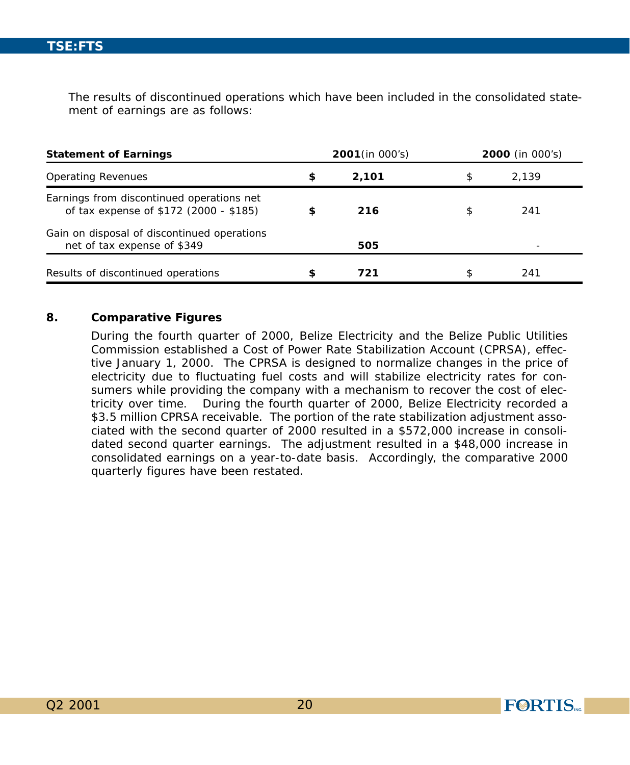The results of discontinued operations which have been included in the consolidated statement of earnings are as follows:

| Statement of Earnings | 2001 (in 000's) | 2000 (in 000's) |
|---|---|---|
| Operating Revenues | **$ 2,101** | $ 2,139 |
| Earnings from discontinued operations net of tax expense of $172 (2000 - $185) | **$ 216** | $ 241 |
| Gain on disposal of discontinued operations net of tax expense of $349 | **505** | - |
| Results of discontinued operations | **$ 721** | $ 241 |

## 8. Comparative Figures

During the fourth quarter of 2000, Belize Electricity and the Belize Public Utilities Commission established a Cost of Power Rate Stabilization Account (CPRSA), effective January 1, 2000. The CPRSA is designed to normalize changes in the price of electricity due to fluctuating fuel costs and will stabilize electricity rates for consumers while providing the company with a mechanism to recover the cost of electricity over time. During the fourth quarter of 2000, Belize Electricity recorded a $3.5 million CPRSA receivable. The portion of the rate stabilization adjustment associated with the second quarter of 2000 resulted in a $572,000 increase in consolidated second quarter earnings. The adjustment resulted in a $48,000 increase in consolidated earnings on a year-to-date basis. Accordingly, the comparative 2000 quarterly figures have been restated.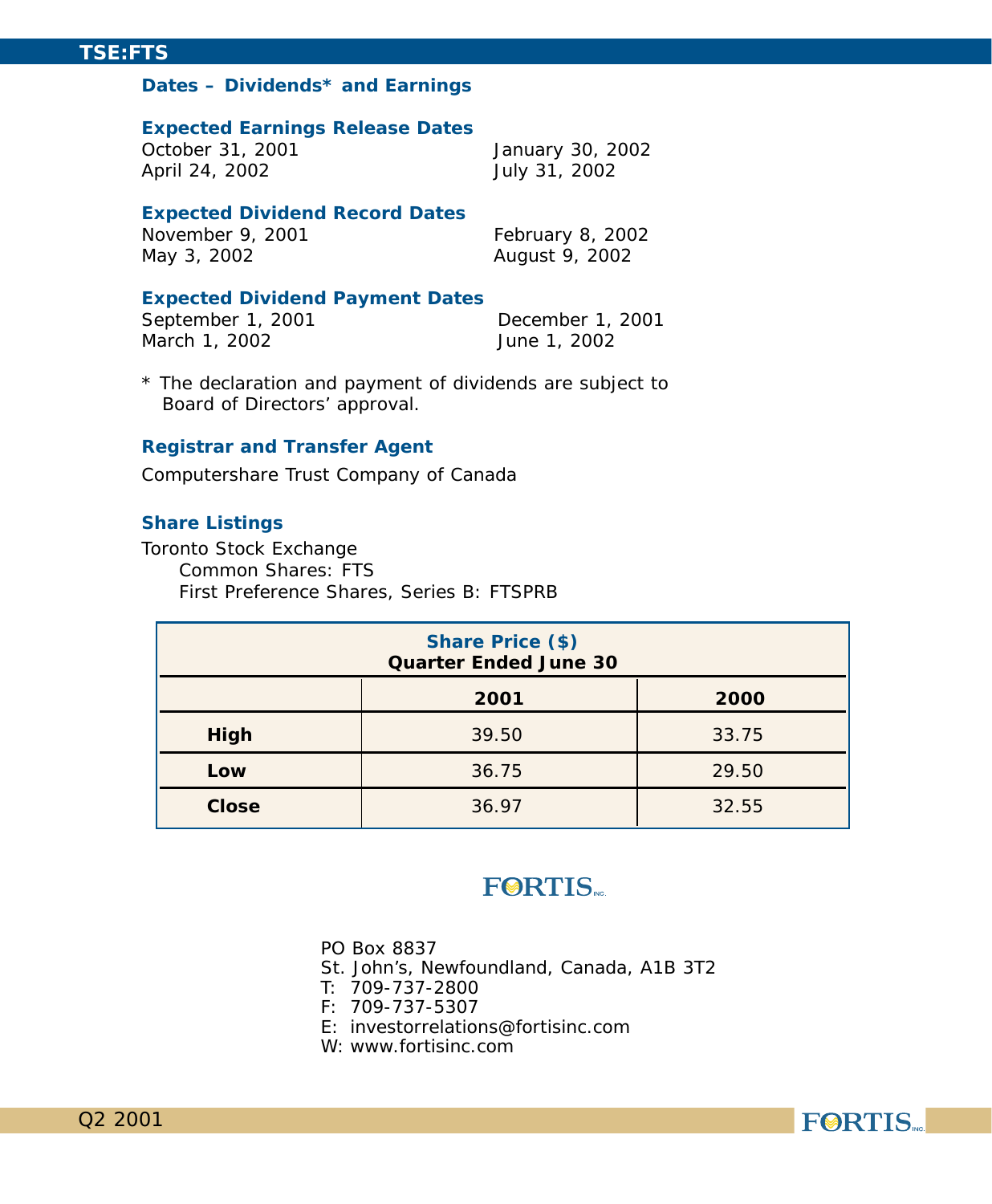## Dates – Dividends* and Earnings

### Expected Earnings Release Dates

October 31, 2001
January 30, 2002
April 24, 2002
July 31, 2002

### Expected Dividend Record Dates

November 9, 2001
February 8, 2002
May 3, 2002
August 9, 2002

### Expected Dividend Payment Dates

September 1, 2001
December 1, 2001
March 1, 2002
June 1, 2002

* The declaration and payment of dividends are subject to Board of Directors' approval.

### Registrar and Transfer Agent

Computershare Trust Company of Canada

### Share Listings

Toronto Stock Exchange
Common Shares: FTS
First Preference Shares, Series B: FTSPRB

**Share Price ($)**
**Quarter Ended June 30**

| | 2001 | 2000 |
|---|---|---|
| **High** | 39.50 | 33.75 |
| **Low** | 36.75 | 29.50 |
| **Close** | 36.97 | 32.55 |

FORTIS INC.

PO Box 8837
St. John's, Newfoundland, Canada, A1B 3T2
T: 709-737-2800
F: 709-737-5307
E: investorrelations@fortisinc.com
W: www.fortisinc.com